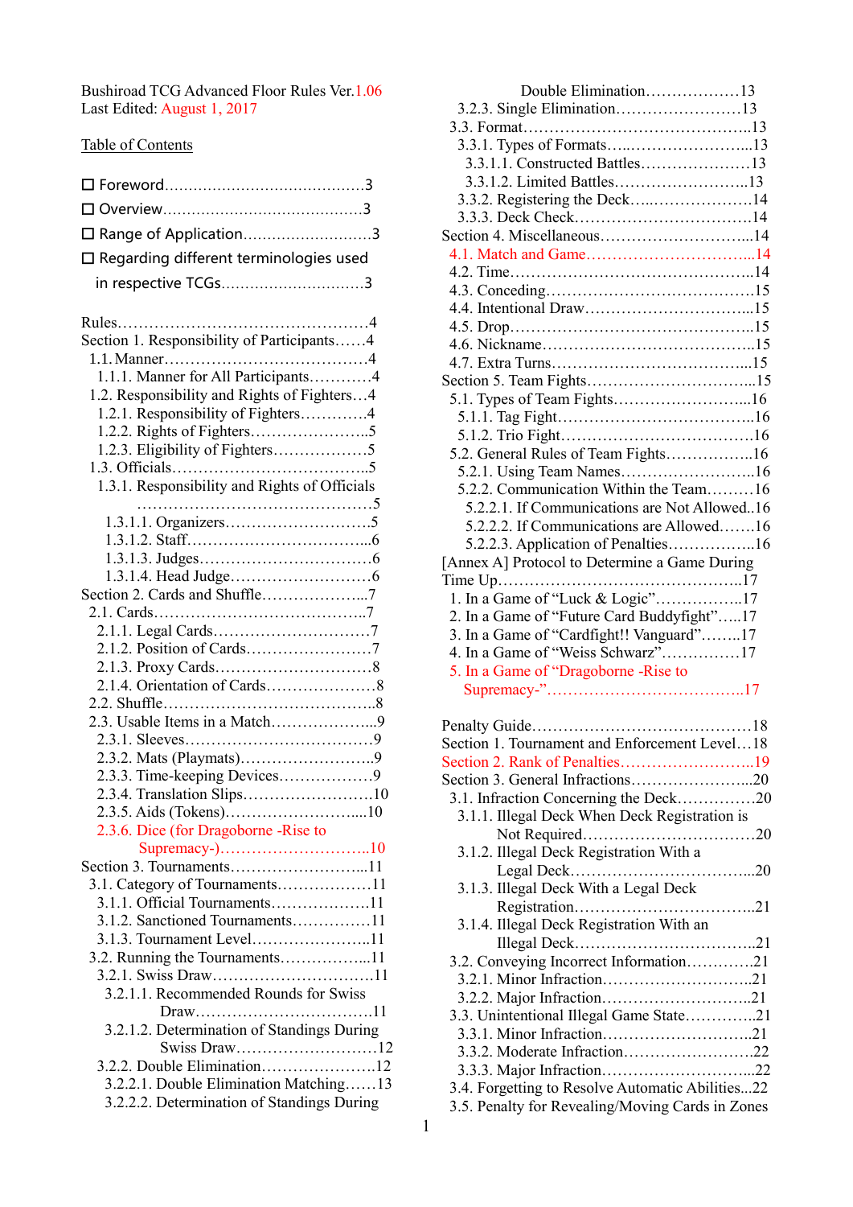Bushiroad TCG Advanced Floor Rules Ver.1.06
Last Edited: August 1, 2017

Table of Contents

- ☐ Foreword……………………………………3
- ☐ Overview……………………………………3
- ☐ Range of Application………………………3
- ☐ Regarding different terminologies used in respective TCGs…………………………3

Rules……………………………………………4
Section 1. Responsibility of Participants……4
1.1. Manner…………………………………4
1.1.1. Manner for All Participants…………4
1.2. Responsibility and Rights of Fighters…4
1.2.1. Responsibility of Fighters……………4
1.2.2. Rights of Fighters……………………5
1.2.3. Eligibility of Fighters…………………5
1.3. Officials…………………………………5
1.3.1. Responsibility and Rights of Officials ………………………………………5
1.3.1.1. Organizers……………………………5
1.3.1.2. Staff…………………………………6
1.3.1.3. Judges………………………………6
1.3.1.4. Head Judge…………………………6
Section 2. Cards and Shuffle…………………7
2.1. Cards……………………………………7
2.1.1. Legal Cards……………………………7
2.1.2. Position of Cards……………………7
2.1.3. Proxy Cards……………………………8
2.1.4. Orientation of Cards…………………8
2.2. Shuffle……………………………………8
2.3. Usable Items in a Match………………9
2.3.1. Sleeves…………………………………9
2.3.2. Mats (Playmats)………………………9
2.3.3. Time-keeping Devices………………9
2.3.4. Translation Slips……………………10
2.3.5. Aids (Tokens)…………………………10
2.3.6. Dice (for Dragoborne -Rise to Supremacy-)…………………………10
Section 3. Tournaments………………………11
3.1. Category of Tournaments………………11
3.1.1. Official Tournaments…………………11
3.1.2. Sanctioned Tournaments……………11
3.1.3. Tournament Level……………………11
3.2. Running the Tournaments………………11
3.2.1. Swiss Draw……………………………11
3.2.1.1. Recommended Rounds for Swiss Draw…………………………………11
3.2.1.2. Determination of Standings During Swiss Draw…………………………12
3.2.2. Double Elimination…………………12
3.2.2.1. Double Elimination Matching……13
3.2.2.2. Determination of Standings During Double Elimination………………13
3.2.3. Single Elimination……………………13
3.3. Format……………………………………13
3.3.1. Types of Formats……………………13
3.3.1.1. Constructed Battles………………13
3.3.1.2. Limited Battles……………………13
3.3.2. Registering the Deck………………14
3.3.3. Deck Check……………………………14
Section 4. Miscellaneous……………………14
4.1. Match and Game…………………………14
4.2. Time……………………………………14
4.3. Conceding………………………………15
4.4. Intentional Draw………………………15
4.5. Drop……………………………………15
4.6. Nickname………………………………15
4.7. Extra Turns………………………………15
Section 5. Team Fights………………………15
5.1. Types of Team Fights…………………16
5.1.1. Tag Fight………………………………16
5.1.2. Trio Fight………………………………16
5.2. General Rules of Team Fights…………16
5.2.1. Using Team Names…………………16
5.2.2. Communication Within the Team……16
5.2.2.1. If Communications are Not Allowed..16
5.2.2.2. If Communications are Allowed……16
5.2.2.3. Application of Penalties……………16
[Annex A] Protocol to Determine a Game During Time Up………………………………………17
1. In a Game of "Luck & Logic"……………17
2. In a Game of "Future Card Buddyfight"……17
3. In a Game of "Cardfight!! Vanguard"………17
4. In a Game of "Weiss Schwarz"……………17
5. In a Game of "Dragoborne -Rise to Supremacy-"………………………………17

Penalty Guide…………………………………18
Section 1. Tournament and Enforcement Level…18
Section 2. Rank of Penalties…………………19
Section 3. General Infractions………………20
3.1. Infraction Concerning the Deck……………20
3.1.1. Illegal Deck When Deck Registration is Not Required……………………………20
3.1.2. Illegal Deck Registration With a Legal Deck…………………………………20
3.1.3. Illegal Deck With a Legal Deck Registration…………………………………21
3.1.4. Illegal Deck Registration With an Illegal Deck…………………………………21
3.2. Conveying Incorrect Information…………21
3.2.1. Minor Infraction………………………21
3.2.2. Major Infraction………………………21
3.3. Unintentional Illegal Game State…………21
3.3.1. Minor Infraction………………………21
3.3.2. Moderate Infraction…………………22
3.3.3. Major Infraction………………………22
3.4. Forgetting to Resolve Automatic Abilities…22
3.5. Penalty for Revealing/Moving Cards in Zones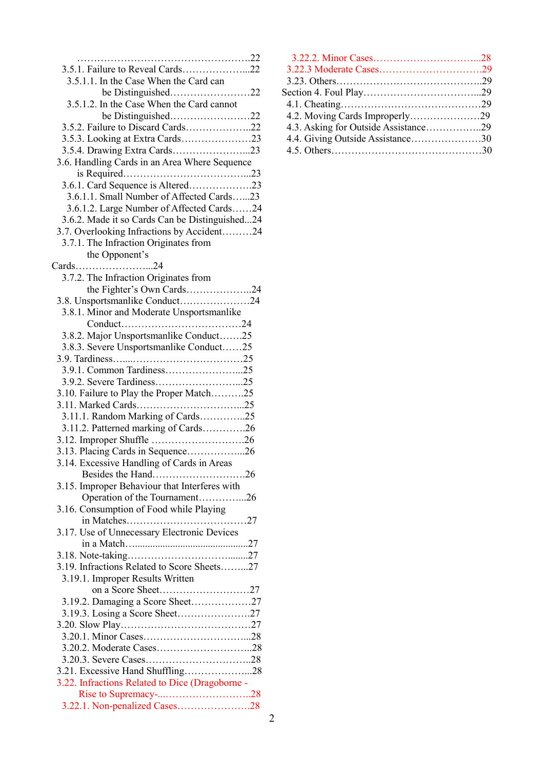……………………………………………….22
3.5.1. Failure to Reveal Cards………………...22
3.5.1.1. In the Case When the Card can be Distinguished……………………22
3.5.1.2. In the Case When the Card cannot be Distinguished……………………22
3.5.2. Failure to Discard Cards………………..22
3.5.3. Looking at Extra Cards…………………23
3.5.4. Drawing Extra Cards…………………...23
3.6. Handling Cards in an Area Where Sequence is Required……………………………...23
3.6.1. Card Sequence is Altered……………….23
3.6.1.1. Small Number of Affected Cards…...23
3.6.1.2. Large Number of Affected Cards……24
3.6.2. Made it so Cards Can be Distinguished...24
3.7. Overlooking Infractions by Accident………24
3.7.1. The Infraction Originates from the Opponent's Cards…………………...24
3.7.2. The Infraction Originates from the Fighter's Own Cards………………..24
3.8. Unsportsmanlike Conduct…………………24
3.8.1. Minor and Moderate Unsportsmanlike Conduct………………………………24
3.8.2. Major Unsportsmanlike Conduct…….25
3.8.3. Severe Unsportsmanlike Conduct……25
3.9. Tardiness…....……………………………25
3.9.1. Common Tardiness…………………...25
3.9.2. Severe Tardiness……………………...25
3.10. Failure to Play the Proper Match……….25
3.11. Marked Cards…………………………...25
3.11.1. Random Marking of Cards…………..25
3.11.2. Patterned marking of Cards………….26
3.12. Improper Shuffle ……………………….26
3.13. Placing Cards in Sequence……………...26
3.14. Excessive Handling of Cards in Areas Besides the Hand……………………….26
3.15. Improper Behaviour that Interferes with Operation of the Tournament…………...26
3.16. Consumption of Food while Playing in Matches………………………………27
3.17. Use of Unnecessary Electronic Devices in a Match…..........................................27
3.18. Note-taking……………………….........27
3.19. Infractions Related to Score Sheets……...27
3.19.1. Improper Results Written on a Score Sheet………………………27
3.19.2. Damaging a Score Sheet………………27
3.19.3. Losing a Score Sheet…………………27
3.20. Slow Play…………………………………27
3.20.1. Minor Cases…………………………...28
3.20.2. Moderate Cases………………………..28
3.20.3. Severe Cases…………………………..28
3.21. Excessive Hand Shuffling………………...28
3.22. Infractions Related to Dice (Dragoborne - Rise to Supremacy-..……………………….28
3.22.1. Non-penalized Cases………………….28
3.22.2. Minor Cases…………………………...28
3.22.3 Moderate Cases………………………….29
3.23. Others……………………………………..29
Section 4. Foul Play……………………………...29
4.1. Cheating……………………………………29
4.2. Moving Cards Improperly…………………29
4.3. Asking for Outside Assistance……………..29
4.4. Giving Outside Assistance…………………30
4.5. Others………………………………………30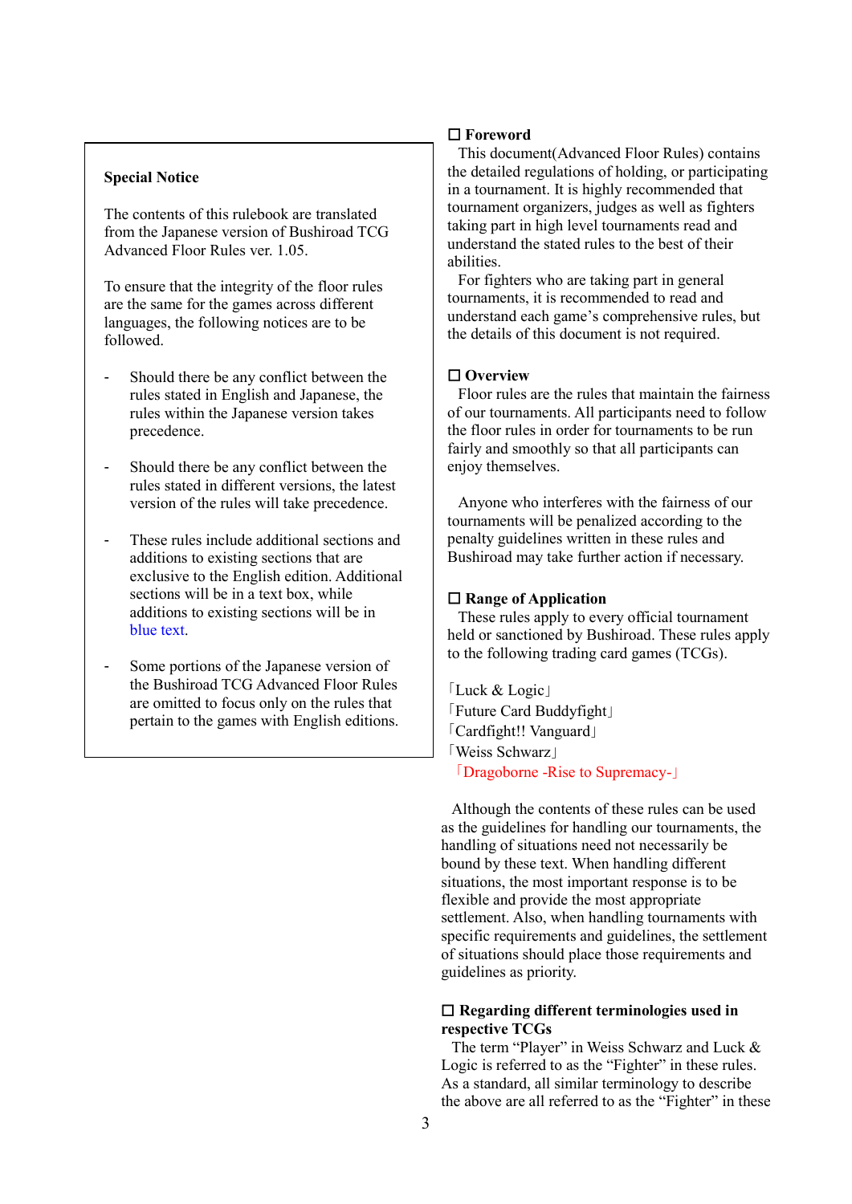**Special Notice**

The contents of this rulebook are translated from the Japanese version of Bushiroad TCG Advanced Floor Rules ver. 1.05.

To ensure that the integrity of the floor rules are the same for the games across different languages, the following notices are to be followed.

- Should there be any conflict between the rules stated in English and Japanese, the rules within the Japanese version takes precedence.

- Should there be any conflict between the rules stated in different versions, the latest version of the rules will take precedence.

- These rules include additional sections and additions to existing sections that are exclusive to the English edition. Additional sections will be in a text box, while additions to existing sections will be in blue text.

- Some portions of the Japanese version of the Bushiroad TCG Advanced Floor Rules are omitted to focus only on the rules that pertain to the games with English editions.

## ☐ Foreword

This document(Advanced Floor Rules) contains the detailed regulations of holding, or participating in a tournament. It is highly recommended that tournament organizers, judges as well as fighters taking part in high level tournaments read and understand the stated rules to the best of their abilities.

For fighters who are taking part in general tournaments, it is recommended to read and understand each game's comprehensive rules, but the details of this document is not required.

## ☐ Overview

Floor rules are the rules that maintain the fairness of our tournaments. All participants need to follow the floor rules in order for tournaments to be run fairly and smoothly so that all participants can enjoy themselves.

Anyone who interferes with the fairness of our tournaments will be penalized according to the penalty guidelines written in these rules and Bushiroad may take further action if necessary.

## ☐ Range of Application

These rules apply to every official tournament held or sanctioned by Bushiroad. These rules apply to the following trading card games (TCGs).

「Luck & Logic」
「Future Card Buddyfight」
「Cardfight!! Vanguard」
「Weiss Schwarz」
「Dragoborne -Rise to Supremacy-」

Although the contents of these rules can be used as the guidelines for handling our tournaments, the handling of situations need not necessarily be bound by these text. When handling different situations, the most important response is to be flexible and provide the most appropriate settlement. Also, when handling tournaments with specific requirements and guidelines, the settlement of situations should place those requirements and guidelines as priority.

## ☐ Regarding different terminologies used in respective TCGs

The term "Player" in Weiss Schwarz and Luck & Logic is referred to as the "Fighter" in these rules. As a standard, all similar terminology to describe the above are all referred to as the "Fighter" in these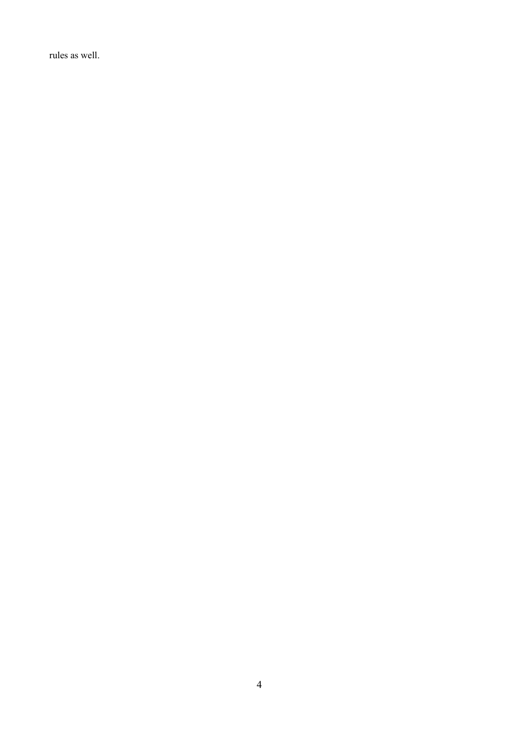rules as well.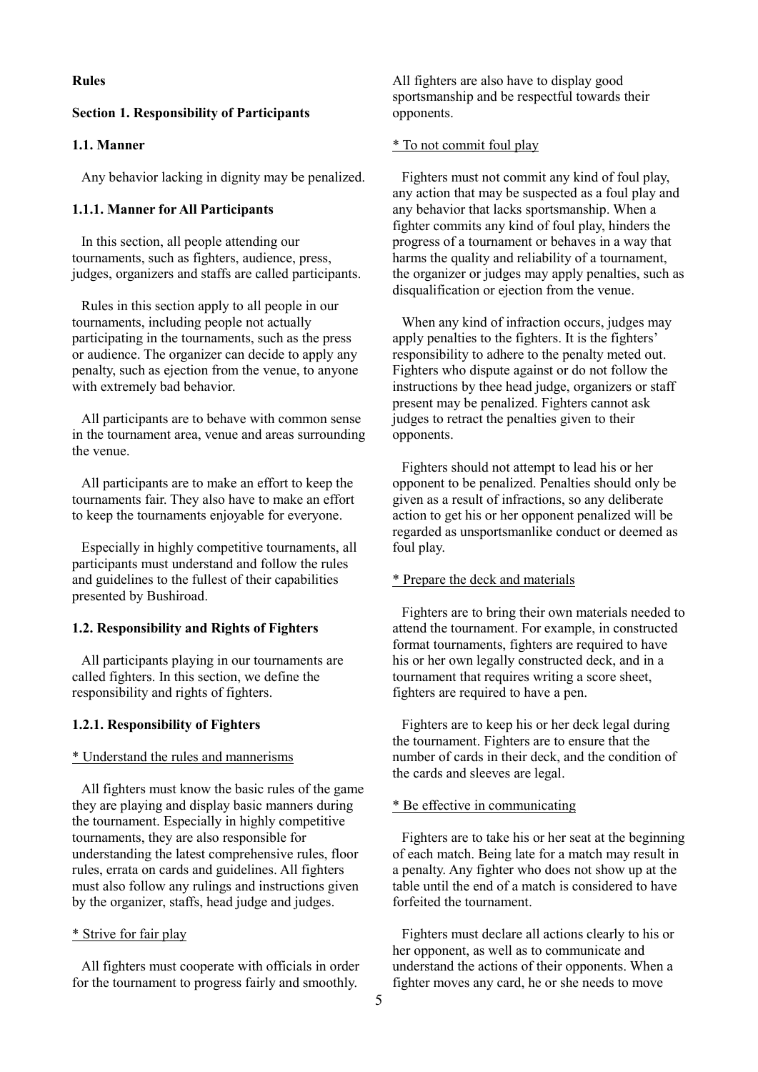**Rules**

**Section 1. Responsibility of Participants**

**1.1. Manner**

Any behavior lacking in dignity may be penalized.

**1.1.1. Manner for All Participants**

In this section, all people attending our tournaments, such as fighters, audience, press, judges, organizers and staffs are called participants.

Rules in this section apply to all people in our tournaments, including people not actually participating in the tournaments, such as the press or audience. The organizer can decide to apply any penalty, such as ejection from the venue, to anyone with extremely bad behavior.

All participants are to behave with common sense in the tournament area, venue and areas surrounding the venue.

All participants are to make an effort to keep the tournaments fair. They also have to make an effort to keep the tournaments enjoyable for everyone.

Especially in highly competitive tournaments, all participants must understand and follow the rules and guidelines to the fullest of their capabilities presented by Bushiroad.

**1.2. Responsibility and Rights of Fighters**

All participants playing in our tournaments are called fighters. In this section, we define the responsibility and rights of fighters.

**1.2.1. Responsibility of Fighters**

<u>* Understand the rules and mannerisms</u>

All fighters must know the basic rules of the game they are playing and display basic manners during the tournament. Especially in highly competitive tournaments, they are also responsible for understanding the latest comprehensive rules, floor rules, errata on cards and guidelines. All fighters must also follow any rulings and instructions given by the organizer, staffs, head judge and judges.

<u>* Strive for fair play</u>

All fighters must cooperate with officials in order for the tournament to progress fairly and smoothly. All fighters are also have to display good sportsmanship and be respectful towards their opponents.

<u>* To not commit foul play</u>

Fighters must not commit any kind of foul play, any action that may be suspected as a foul play and any behavior that lacks sportsmanship. When a fighter commits any kind of foul play, hinders the progress of a tournament or behaves in a way that harms the quality and reliability of a tournament, the organizer or judges may apply penalties, such as disqualification or ejection from the venue.

When any kind of infraction occurs, judges may apply penalties to the fighters. It is the fighters' responsibility to adhere to the penalty meted out. Fighters who dispute against or do not follow the instructions by thee head judge, organizers or staff present may be penalized. Fighters cannot ask judges to retract the penalties given to their opponents.

Fighters should not attempt to lead his or her opponent to be penalized. Penalties should only be given as a result of infractions, so any deliberate action to get his or her opponent penalized will be regarded as unsportsmanlike conduct or deemed as foul play.

<u>* Prepare the deck and materials</u>

Fighters are to bring their own materials needed to attend the tournament. For example, in constructed format tournaments, fighters are required to have his or her own legally constructed deck, and in a tournament that requires writing a score sheet, fighters are required to have a pen.

Fighters are to keep his or her deck legal during the tournament. Fighters are to ensure that the number of cards in their deck, and the condition of the cards and sleeves are legal.

<u>* Be effective in communicating</u>

Fighters are to take his or her seat at the beginning of each match. Being late for a match may result in a penalty. Any fighter who does not show up at the table until the end of a match is considered to have forfeited the tournament.

Fighters must declare all actions clearly to his or her opponent, as well as to communicate and understand the actions of their opponents. When a fighter moves any card, he or she needs to move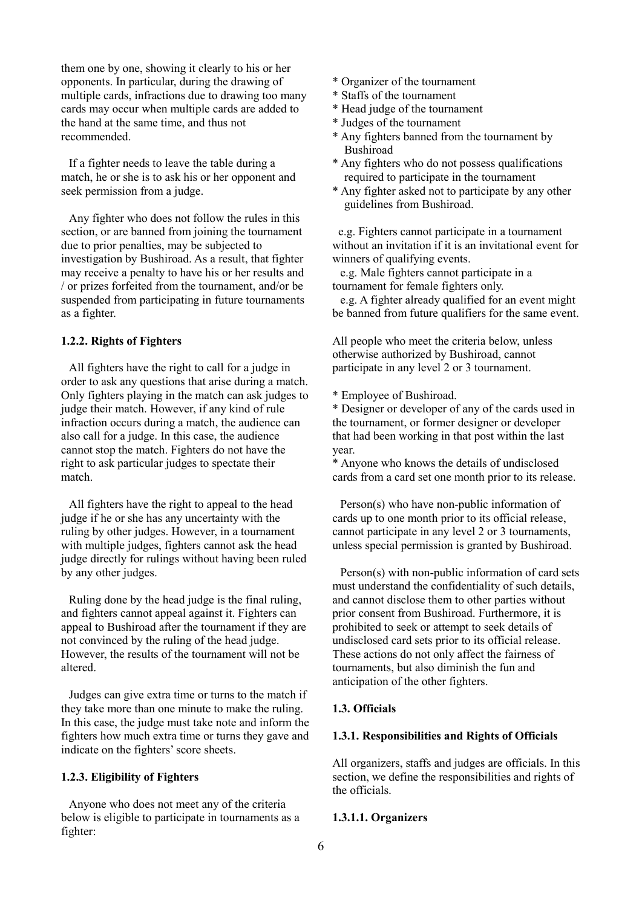them one by one, showing it clearly to his or her opponents. In particular, during the drawing of multiple cards, infractions due to drawing too many cards may occur when multiple cards are added to the hand at the same time, and thus not recommended.

If a fighter needs to leave the table during a match, he or she is to ask his or her opponent and seek permission from a judge.

Any fighter who does not follow the rules in this section, or are banned from joining the tournament due to prior penalties, may be subjected to investigation by Bushiroad. As a result, that fighter may receive a penalty to have his or her results and / or prizes forfeited from the tournament, and/or be suspended from participating in future tournaments as a fighter.

#### 1.2.2. Rights of Fighters

All fighters have the right to call for a judge in order to ask any questions that arise during a match. Only fighters playing in the match can ask judges to judge their match. However, if any kind of rule infraction occurs during a match, the audience can also call for a judge. In this case, the audience cannot stop the match. Fighters do not have the right to ask particular judges to spectate their match.

All fighters have the right to appeal to the head judge if he or she has any uncertainty with the ruling by other judges. However, in a tournament with multiple judges, fighters cannot ask the head judge directly for rulings without having been ruled by any other judges.

Ruling done by the head judge is the final ruling, and fighters cannot appeal against it. Fighters can appeal to Bushiroad after the tournament if they are not convinced by the ruling of the head judge. However, the results of the tournament will not be altered.

Judges can give extra time or turns to the match if they take more than one minute to make the ruling. In this case, the judge must take note and inform the fighters how much extra time or turns they gave and indicate on the fighters' score sheets.

#### 1.2.3. Eligibility of Fighters

Anyone who does not meet any of the criteria below is eligible to participate in tournaments as a fighter:

* Organizer of the tournament
* Staffs of the tournament
* Head judge of the tournament
* Judges of the tournament
* Any fighters banned from the tournament by Bushiroad
* Any fighters who do not possess qualifications required to participate in the tournament
* Any fighter asked not to participate by any other guidelines from Bushiroad.

e.g. Fighters cannot participate in a tournament without an invitation if it is an invitational event for winners of qualifying events.

e.g. Male fighters cannot participate in a tournament for female fighters only.

e.g. A fighter already qualified for an event might be banned from future qualifiers for the same event.

All people who meet the criteria below, unless otherwise authorized by Bushiroad, cannot participate in any level 2 or 3 tournament.

* Employee of Bushiroad.
* Designer or developer of any of the cards used in the tournament, or former designer or developer that had been working in that post within the last year.
* Anyone who knows the details of undisclosed cards from a card set one month prior to its release.

Person(s) who have non-public information of cards up to one month prior to its official release, cannot participate in any level 2 or 3 tournaments, unless special permission is granted by Bushiroad.

Person(s) with non-public information of card sets must understand the confidentiality of such details, and cannot disclose them to other parties without prior consent from Bushiroad. Furthermore, it is prohibited to seek or attempt to seek details of undisclosed card sets prior to its official release. These actions do not only affect the fairness of tournaments, but also diminish the fun and anticipation of the other fighters.

### 1.3. Officials

#### 1.3.1. Responsibilities and Rights of Officials

All organizers, staffs and judges are officials. In this section, we define the responsibilities and rights of the officials.

##### 1.3.1.1. Organizers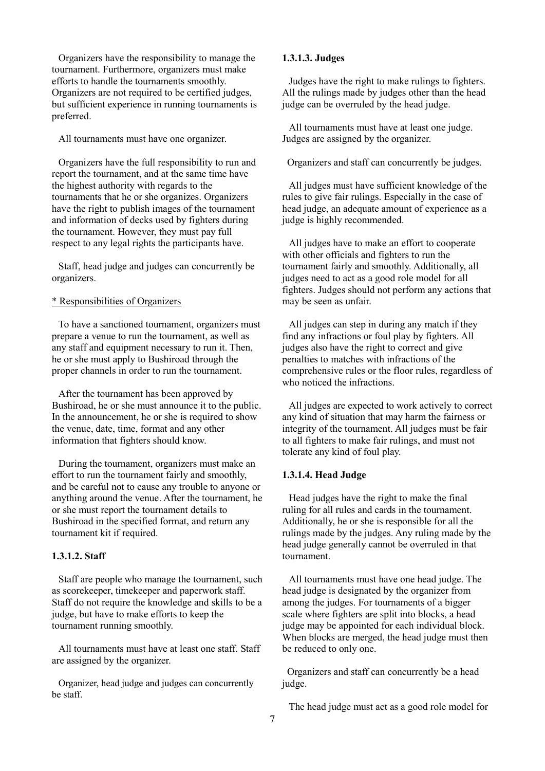Organizers have the responsibility to manage the tournament. Furthermore, organizers must make efforts to handle the tournaments smoothly. Organizers are not required to be certified judges, but sufficient experience in running tournaments is preferred.

All tournaments must have one organizer.

Organizers have the full responsibility to run and report the tournament, and at the same time have the highest authority with regards to the tournaments that he or she organizes. Organizers have the right to publish images of the tournament and information of decks used by fighters during the tournament. However, they must pay full respect to any legal rights the participants have.

Staff, head judge and judges can concurrently be organizers.

\* Responsibilities of Organizers

To have a sanctioned tournament, organizers must prepare a venue to run the tournament, as well as any staff and equipment necessary to run it. Then, he or she must apply to Bushiroad through the proper channels in order to run the tournament.

After the tournament has been approved by Bushiroad, he or she must announce it to the public. In the announcement, he or she is required to show the venue, date, time, format and any other information that fighters should know.

During the tournament, organizers must make an effort to run the tournament fairly and smoothly, and be careful not to cause any trouble to anyone or anything around the venue. After the tournament, he or she must report the tournament details to Bushiroad in the specified format, and return any tournament kit if required.

#### 1.3.1.2. Staff

Staff are people who manage the tournament, such as scorekeeper, timekeeper and paperwork staff. Staff do not require the knowledge and skills to be a judge, but have to make efforts to keep the tournament running smoothly.

All tournaments must have at least one staff. Staff are assigned by the organizer.

Organizer, head judge and judges can concurrently be staff.

#### 1.3.1.3. Judges

Judges have the right to make rulings to fighters. All the rulings made by judges other than the head judge can be overruled by the head judge.

All tournaments must have at least one judge. Judges are assigned by the organizer.

Organizers and staff can concurrently be judges.

All judges must have sufficient knowledge of the rules to give fair rulings. Especially in the case of head judge, an adequate amount of experience as a judge is highly recommended.

All judges have to make an effort to cooperate with other officials and fighters to run the tournament fairly and smoothly. Additionally, all judges need to act as a good role model for all fighters. Judges should not perform any actions that may be seen as unfair.

All judges can step in during any match if they find any infractions or foul play by fighters. All judges also have the right to correct and give penalties to matches with infractions of the comprehensive rules or the floor rules, regardless of who noticed the infractions.

All judges are expected to work actively to correct any kind of situation that may harm the fairness or integrity of the tournament. All judges must be fair to all fighters to make fair rulings, and must not tolerate any kind of foul play.

#### 1.3.1.4. Head Judge

Head judges have the right to make the final ruling for all rules and cards in the tournament. Additionally, he or she is responsible for all the rulings made by the judges. Any ruling made by the head judge generally cannot be overruled in that tournament.

All tournaments must have one head judge. The head judge is designated by the organizer from among the judges. For tournaments of a bigger scale where fighters are split into blocks, a head judge may be appointed for each individual block. When blocks are merged, the head judge must then be reduced to only one.

Organizers and staff can concurrently be a head judge.

The head judge must act as a good role model for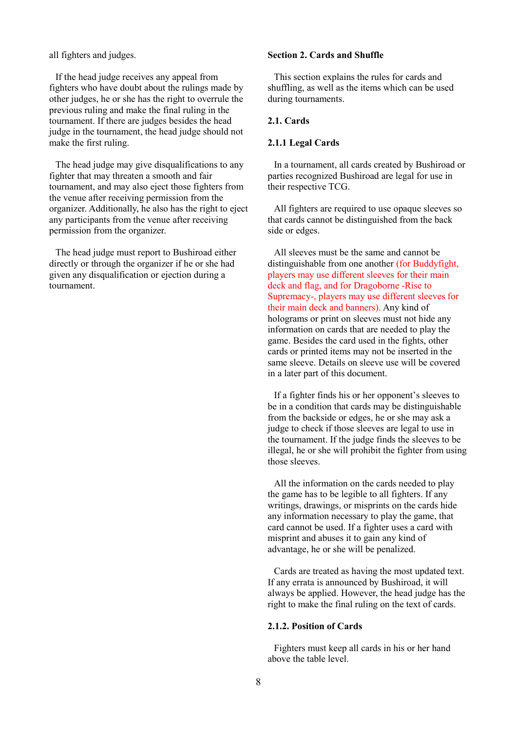all fighters and judges.

If the head judge receives any appeal from fighters who have doubt about the rulings made by other judges, he or she has the right to overrule the previous ruling and make the final ruling in the tournament. If there are judges besides the head judge in the tournament, the head judge should not make the first ruling.

The head judge may give disqualifications to any fighter that may threaten a smooth and fair tournament, and may also eject those fighters from the venue after receiving permission from the organizer. Additionally, he also has the right to eject any participants from the venue after receiving permission from the organizer.

The head judge must report to Bushiroad either directly or through the organizer if he or she had given any disqualification or ejection during a tournament.

## Section 2. Cards and Shuffle

This section explains the rules for cards and shuffling, as well as the items which can be used during tournaments.

### 2.1. Cards

#### 2.1.1 Legal Cards

In a tournament, all cards created by Bushiroad or parties recognized Bushiroad are legal for use in their respective TCG.

All fighters are required to use opaque sleeves so that cards cannot be distinguished from the back side or edges.

All sleeves must be the same and cannot be distinguishable from one another (for Buddyfight, players may use different sleeves for their main deck and flag, and for Dragoborne -Rise to Supremacy-, players may use different sleeves for their main deck and banners). Any kind of holograms or print on sleeves must not hide any information on cards that are needed to play the game. Besides the card used in the fights, other cards or printed items may not be inserted in the same sleeve. Details on sleeve use will be covered in a later part of this document.

If a fighter finds his or her opponent's sleeves to be in a condition that cards may be distinguishable from the backside or edges, he or she may ask a judge to check if those sleeves are legal to use in the tournament. If the judge finds the sleeves to be illegal, he or she will prohibit the fighter from using those sleeves.

All the information on the cards needed to play the game has to be legible to all fighters. If any writings, drawings, or misprints on the cards hide any information necessary to play the game, that card cannot be used. If a fighter uses a card with misprint and abuses it to gain any kind of advantage, he or she will be penalized.

Cards are treated as having the most updated text. If any errata is announced by Bushiroad, it will always be applied. However, the head judge has the right to make the final ruling on the text of cards.

#### 2.1.2. Position of Cards

Fighters must keep all cards in his or her hand above the table level.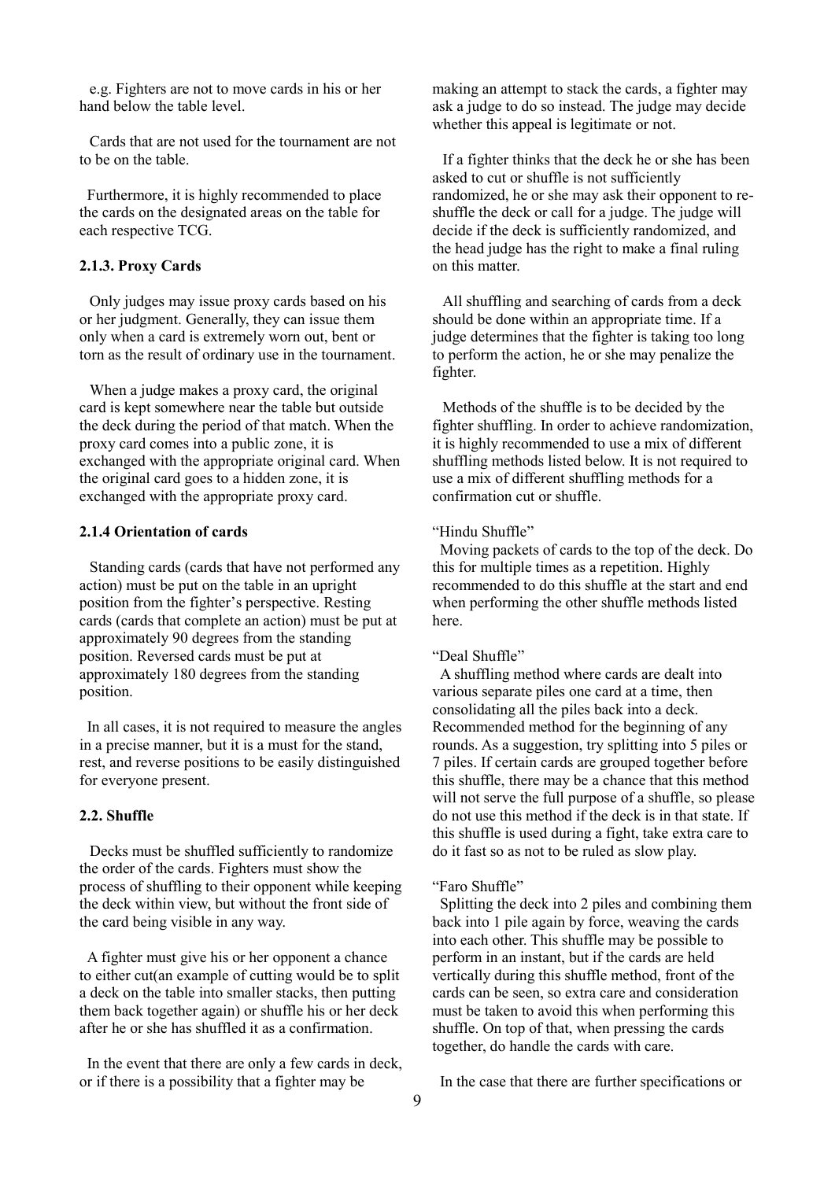e.g. Fighters are not to move cards in his or her hand below the table level.

Cards that are not used for the tournament are not to be on the table.

Furthermore, it is highly recommended to place the cards on the designated areas on the table for each respective TCG.

### 2.1.3. Proxy Cards

Only judges may issue proxy cards based on his or her judgment. Generally, they can issue them only when a card is extremely worn out, bent or torn as the result of ordinary use in the tournament.

When a judge makes a proxy card, the original card is kept somewhere near the table but outside the deck during the period of that match. When the proxy card comes into a public zone, it is exchanged with the appropriate original card. When the original card goes to a hidden zone, it is exchanged with the appropriate proxy card.

### 2.1.4 Orientation of cards

Standing cards (cards that have not performed any action) must be put on the table in an upright position from the fighter's perspective. Resting cards (cards that complete an action) must be put at approximately 90 degrees from the standing position. Reversed cards must be put at approximately 180 degrees from the standing position.

In all cases, it is not required to measure the angles in a precise manner, but it is a must for the stand, rest, and reverse positions to be easily distinguished for everyone present.

## 2.2. Shuffle

Decks must be shuffled sufficiently to randomize the order of the cards. Fighters must show the process of shuffling to their opponent while keeping the deck within view, but without the front side of the card being visible in any way.

A fighter must give his or her opponent a chance to either cut(an example of cutting would be to split a deck on the table into smaller stacks, then putting them back together again) or shuffle his or her deck after he or she has shuffled it as a confirmation.

In the event that there are only a few cards in deck, or if there is a possibility that a fighter may be making an attempt to stack the cards, a fighter may ask a judge to do so instead. The judge may decide whether this appeal is legitimate or not.

If a fighter thinks that the deck he or she has been asked to cut or shuffle is not sufficiently randomized, he or she may ask their opponent to re-shuffle the deck or call for a judge. The judge will decide if the deck is sufficiently randomized, and the head judge has the right to make a final ruling on this matter.

All shuffling and searching of cards from a deck should be done within an appropriate time. If a judge determines that the fighter is taking too long to perform the action, he or she may penalize the fighter.

Methods of the shuffle is to be decided by the fighter shuffling. In order to achieve randomization, it is highly recommended to use a mix of different shuffling methods listed below. It is not required to use a mix of different shuffling methods for a confirmation cut or shuffle.

"Hindu Shuffle"

Moving packets of cards to the top of the deck. Do this for multiple times as a repetition. Highly recommended to do this shuffle at the start and end when performing the other shuffle methods listed here.

"Deal Shuffle"

A shuffling method where cards are dealt into various separate piles one card at a time, then consolidating all the piles back into a deck. Recommended method for the beginning of any rounds. As a suggestion, try splitting into 5 piles or 7 piles. If certain cards are grouped together before this shuffle, there may be a chance that this method will not serve the full purpose of a shuffle, so please do not use this method if the deck is in that state. If this shuffle is used during a fight, take extra care to do it fast so as not to be ruled as slow play.

"Faro Shuffle"

Splitting the deck into 2 piles and combining them back into 1 pile again by force, weaving the cards into each other. This shuffle may be possible to perform in an instant, but if the cards are held vertically during this shuffle method, front of the cards can be seen, so extra care and consideration must be taken to avoid this when performing this shuffle. On top of that, when pressing the cards together, do handle the cards with care.

In the case that there are further specifications or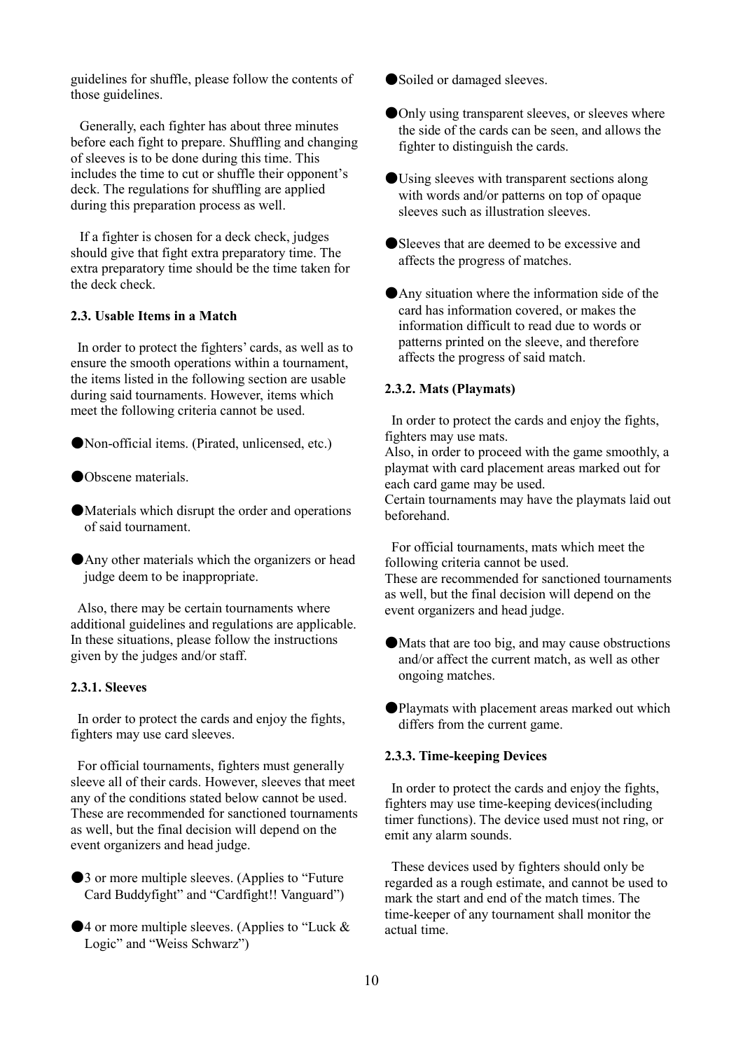guidelines for shuffle, please follow the contents of those guidelines.

Generally, each fighter has about three minutes before each fight to prepare. Shuffling and changing of sleeves is to be done during this time. This includes the time to cut or shuffle their opponent's deck. The regulations for shuffling are applied during this preparation process as well.

If a fighter is chosen for a deck check, judges should give that fight extra preparatory time. The extra preparatory time should be the time taken for the deck check.

#### 2.3. Usable Items in a Match

In order to protect the fighters' cards, as well as to ensure the smooth operations within a tournament, the items listed in the following section are usable during said tournaments. However, items which meet the following criteria cannot be used.

- Non-official items. (Pirated, unlicensed, etc.)
- Obscene materials.
- Materials which disrupt the order and operations of said tournament.
- Any other materials which the organizers or head judge deem to be inappropriate.

Also, there may be certain tournaments where additional guidelines and regulations are applicable. In these situations, please follow the instructions given by the judges and/or staff.

#### 2.3.1. Sleeves

In order to protect the cards and enjoy the fights, fighters may use card sleeves.

For official tournaments, fighters must generally sleeve all of their cards. However, sleeves that meet any of the conditions stated below cannot be used. These are recommended for sanctioned tournaments as well, but the final decision will depend on the event organizers and head judge.

- 3 or more multiple sleeves. (Applies to "Future Card Buddyfight" and "Cardfight!! Vanguard")
- 4 or more multiple sleeves. (Applies to "Luck & Logic" and "Weiss Schwarz")
- Soiled or damaged sleeves.
- Only using transparent sleeves, or sleeves where the side of the cards can be seen, and allows the fighter to distinguish the cards.
- Using sleeves with transparent sections along with words and/or patterns on top of opaque sleeves such as illustration sleeves.
- Sleeves that are deemed to be excessive and affects the progress of matches.
- Any situation where the information side of the card has information covered, or makes the information difficult to read due to words or patterns printed on the sleeve, and therefore affects the progress of said match.

#### 2.3.2. Mats (Playmats)

In order to protect the cards and enjoy the fights, fighters may use mats.
Also, in order to proceed with the game smoothly, a playmat with card placement areas marked out for each card game may be used.
Certain tournaments may have the playmats laid out beforehand.

For official tournaments, mats which meet the following criteria cannot be used.
These are recommended for sanctioned tournaments as well, but the final decision will depend on the event organizers and head judge.

- Mats that are too big, and may cause obstructions and/or affect the current match, as well as other ongoing matches.
- Playmats with placement areas marked out which differs from the current game.

#### 2.3.3. Time-keeping Devices

In order to protect the cards and enjoy the fights, fighters may use time-keeping devices(including timer functions). The device used must not ring, or emit any alarm sounds.

These devices used by fighters should only be regarded as a rough estimate, and cannot be used to mark the start and end of the match times. The time-keeper of any tournament shall monitor the actual time.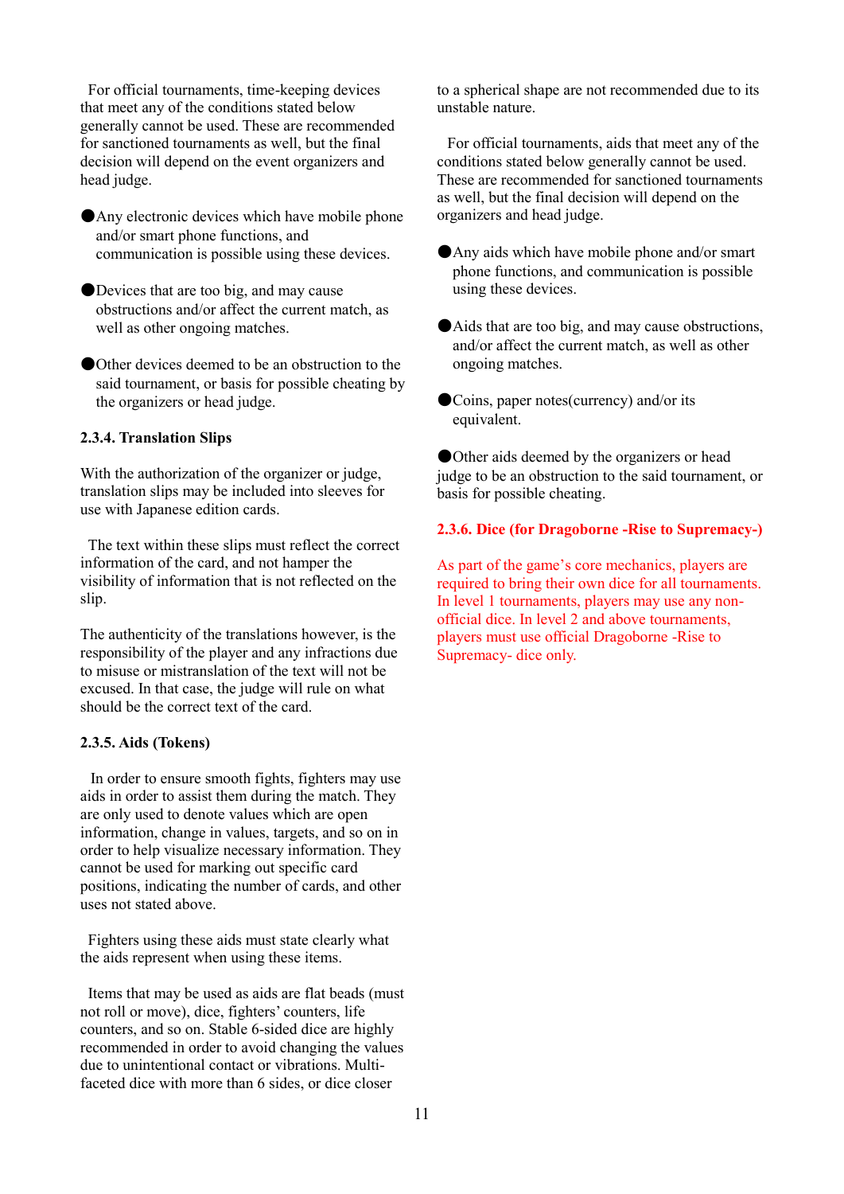For official tournaments, time-keeping devices that meet any of the conditions stated below generally cannot be used. These are recommended for sanctioned tournaments as well, but the final decision will depend on the event organizers and head judge.

- Any electronic devices which have mobile phone and/or smart phone functions, and communication is possible using these devices.
- Devices that are too big, and may cause obstructions and/or affect the current match, as well as other ongoing matches.
- Other devices deemed to be an obstruction to the said tournament, or basis for possible cheating by the organizers or head judge.

#### 2.3.4. Translation Slips

With the authorization of the organizer or judge, translation slips may be included into sleeves for use with Japanese edition cards.

The text within these slips must reflect the correct information of the card, and not hamper the visibility of information that is not reflected on the slip.

The authenticity of the translations however, is the responsibility of the player and any infractions due to misuse or mistranslation of the text will not be excused. In that case, the judge will rule on what should be the correct text of the card.

#### 2.3.5. Aids (Tokens)

In order to ensure smooth fights, fighters may use aids in order to assist them during the match. They are only used to denote values which are open information, change in values, targets, and so on in order to help visualize necessary information. They cannot be used for marking out specific card positions, indicating the number of cards, and other uses not stated above.

Fighters using these aids must state clearly what the aids represent when using these items.

Items that may be used as aids are flat beads (must not roll or move), dice, fighters' counters, life counters, and so on. Stable 6-sided dice are highly recommended in order to avoid changing the values due to unintentional contact or vibrations. Multi-faceted dice with more than 6 sides, or dice closer to a spherical shape are not recommended due to its unstable nature.

For official tournaments, aids that meet any of the conditions stated below generally cannot be used. These are recommended for sanctioned tournaments as well, but the final decision will depend on the organizers and head judge.

- Any aids which have mobile phone and/or smart phone functions, and communication is possible using these devices.
- Aids that are too big, and may cause obstructions, and/or affect the current match, as well as other ongoing matches.
- Coins, paper notes(currency) and/or its equivalent.
- Other aids deemed by the organizers or head judge to be an obstruction to the said tournament, or basis for possible cheating.

#### 2.3.6. Dice (for Dragoborne -Rise to Supremacy-)

As part of the game's core mechanics, players are required to bring their own dice for all tournaments. In level 1 tournaments, players may use any non-official dice. In level 2 and above tournaments, players must use official Dragoborne -Rise to Supremacy- dice only.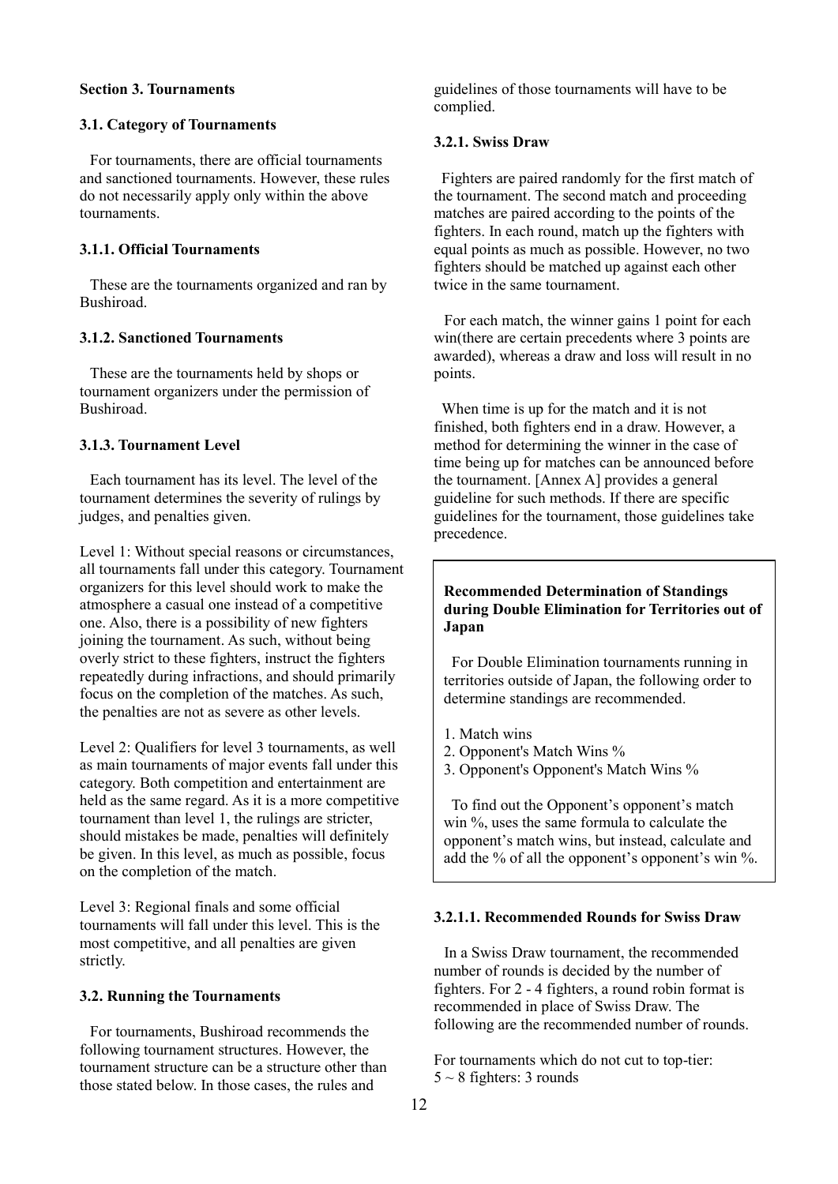**Section 3. Tournaments**

**3.1. Category of Tournaments**

For tournaments, there are official tournaments and sanctioned tournaments. However, these rules do not necessarily apply only within the above tournaments.

**3.1.1. Official Tournaments**

These are the tournaments organized and ran by Bushiroad.

**3.1.2. Sanctioned Tournaments**

These are the tournaments held by shops or tournament organizers under the permission of Bushiroad.

**3.1.3. Tournament Level**

Each tournament has its level. The level of the tournament determines the severity of rulings by judges, and penalties given.

Level 1: Without special reasons or circumstances, all tournaments fall under this category. Tournament organizers for this level should work to make the atmosphere a casual one instead of a competitive one. Also, there is a possibility of new fighters joining the tournament. As such, without being overly strict to these fighters, instruct the fighters repeatedly during infractions, and should primarily focus on the completion of the matches. As such, the penalties are not as severe as other levels.

Level 2: Qualifiers for level 3 tournaments, as well as main tournaments of major events fall under this category. Both competition and entertainment are held as the same regard. As it is a more competitive tournament than level 1, the rulings are stricter, should mistakes be made, penalties will definitely be given. In this level, as much as possible, focus on the completion of the match.

Level 3: Regional finals and some official tournaments will fall under this level. This is the most competitive, and all penalties are given strictly.

**3.2. Running the Tournaments**

For tournaments, Bushiroad recommends the following tournament structures. However, the tournament structure can be a structure other than those stated below. In those cases, the rules and guidelines of those tournaments will have to be complied.

**3.2.1. Swiss Draw**

Fighters are paired randomly for the first match of the tournament. The second match and proceeding matches are paired according to the points of the fighters. In each round, match up the fighters with equal points as much as possible. However, no two fighters should be matched up against each other twice in the same tournament.

For each match, the winner gains 1 point for each win(there are certain precedents where 3 points are awarded), whereas a draw and loss will result in no points.

When time is up for the match and it is not finished, both fighters end in a draw. However, a method for determining the winner in the case of time being up for matches can be announced before the tournament. [Annex A] provides a general guideline for such methods. If there are specific guidelines for the tournament, those guidelines take precedence.

**Recommended Determination of Standings during Double Elimination for Territories out of Japan**

For Double Elimination tournaments running in territories outside of Japan, the following order to determine standings are recommended.

1. Match wins
2. Opponent's Match Wins %
3. Opponent's Opponent's Match Wins %

To find out the Opponent's opponent's match win %, uses the same formula to calculate the opponent's match wins, but instead, calculate and add the % of all the opponent's opponent's win %.

**3.2.1.1. Recommended Rounds for Swiss Draw**

In a Swiss Draw tournament, the recommended number of rounds is decided by the number of fighters. For 2 - 4 fighters, a round robin format is recommended in place of Swiss Draw. The following are the recommended number of rounds.

For tournaments which do not cut to top-tier:
5 ~ 8 fighters: 3 rounds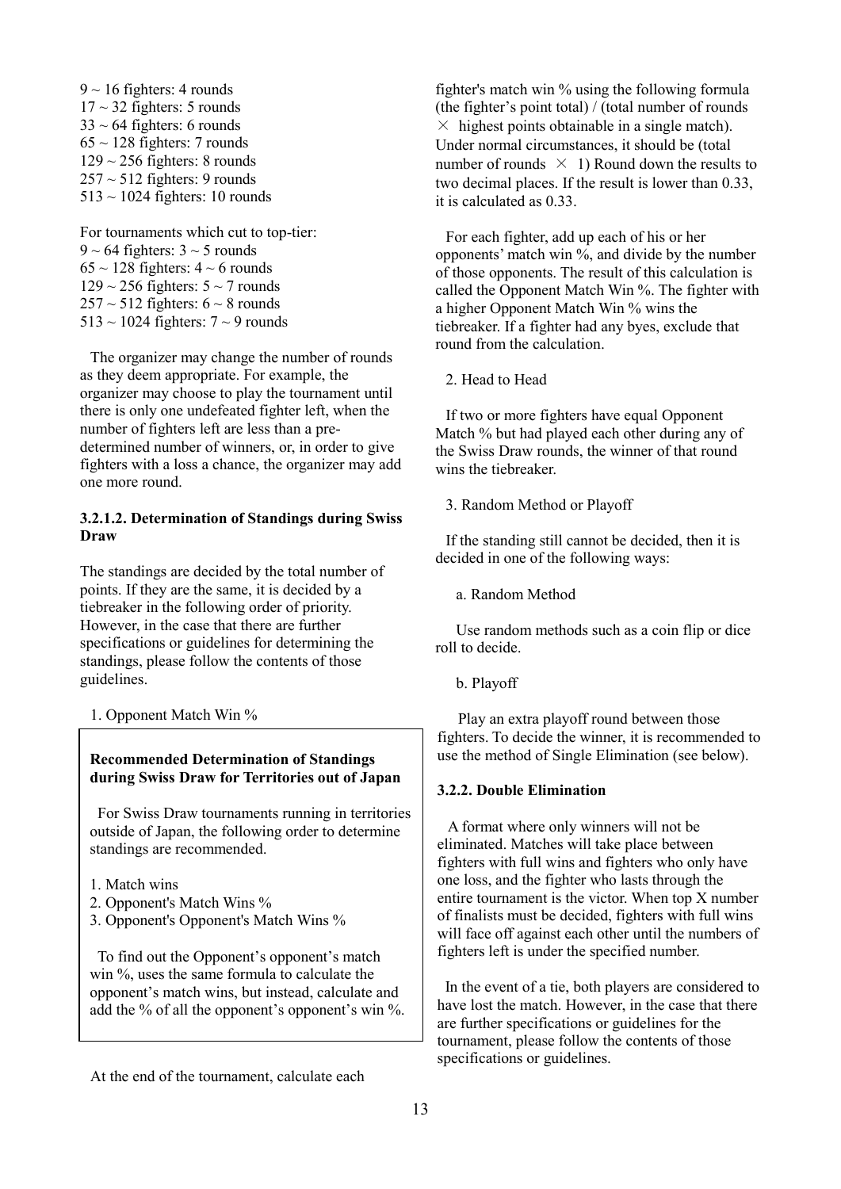9 ~ 16 fighters: 4 rounds
17 ~ 32 fighters: 5 rounds
33 ~ 64 fighters: 6 rounds
65 ~ 128 fighters: 7 rounds
129 ~ 256 fighters: 8 rounds
257 ~ 512 fighters: 9 rounds
513 ~ 1024 fighters: 10 rounds

For tournaments which cut to top-tier:
9 ~ 64 fighters: 3 ~ 5 rounds
65 ~ 128 fighters: 4 ~ 6 rounds
129 ~ 256 fighters: 5 ~ 7 rounds
257 ~ 512 fighters: 6 ~ 8 rounds
513 ~ 1024 fighters: 7 ~ 9 rounds

The organizer may change the number of rounds as they deem appropriate. For example, the organizer may choose to play the tournament until there is only one undefeated fighter left, when the number of fighters left are less than a pre-determined number of winners, or, in order to give fighters with a loss a chance, the organizer may add one more round.

#### 3.2.1.2. Determination of Standings during Swiss Draw

The standings are decided by the total number of points. If they are the same, it is decided by a tiebreaker in the following order of priority. However, in the case that there are further specifications or guidelines for determining the standings, please follow the contents of those guidelines.

1. Opponent Match Win %

> **Recommended Determination of Standings during Swiss Draw for Territories out of Japan**
>
> For Swiss Draw tournaments running in territories outside of Japan, the following order to determine standings are recommended.
>
> 1. Match wins
> 2. Opponent's Match Wins %
> 3. Opponent's Opponent's Match Wins %
>
> To find out the Opponent's opponent's match win %, uses the same formula to calculate the opponent's match wins, but instead, calculate and add the % of all the opponent's opponent's win %.

At the end of the tournament, calculate each fighter's match win % using the following formula (the fighter's point total) / (total number of rounds × highest points obtainable in a single match). Under normal circumstances, it should be (total number of rounds × 1) Round down the results to two decimal places. If the result is lower than 0.33, it is calculated as 0.33.

For each fighter, add up each of his or her opponents' match win %, and divide by the number of those opponents. The result of this calculation is called the Opponent Match Win %. The fighter with a higher Opponent Match Win % wins the tiebreaker. If a fighter had any byes, exclude that round from the calculation.

2. Head to Head

If two or more fighters have equal Opponent Match % but had played each other during any of the Swiss Draw rounds, the winner of that round wins the tiebreaker.

3. Random Method or Playoff

If the standing still cannot be decided, then it is decided in one of the following ways:

a. Random Method

Use random methods such as a coin flip or dice roll to decide.

b. Playoff

Play an extra playoff round between those fighters. To decide the winner, it is recommended to use the method of Single Elimination (see below).

### 3.2.2. Double Elimination

A format where only winners will not be eliminated. Matches will take place between fighters with full wins and fighters who only have one loss, and the fighter who lasts through the entire tournament is the victor. When top X number of finalists must be decided, fighters with full wins will face off against each other until the numbers of fighters left is under the specified number.

In the event of a tie, both players are considered to have lost the match. However, in the case that there are further specifications or guidelines for the tournament, please follow the contents of those specifications or guidelines.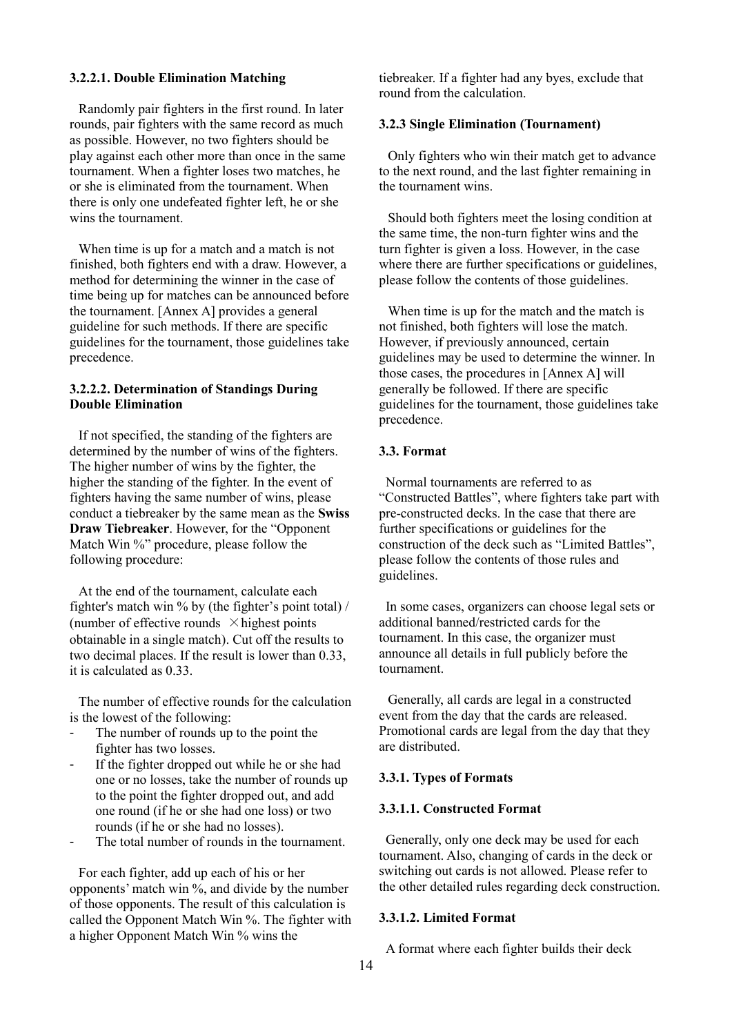#### 3.2.2.1. Double Elimination Matching

Randomly pair fighters in the first round. In later rounds, pair fighters with the same record as much as possible. However, no two fighters should be play against each other more than once in the same tournament. When a fighter loses two matches, he or she is eliminated from the tournament. When there is only one undefeated fighter left, he or she wins the tournament.

When time is up for a match and a match is not finished, both fighters end with a draw. However, a method for determining the winner in the case of time being up for matches can be announced before the tournament. [Annex A] provides a general guideline for such methods. If there are specific guidelines for the tournament, those guidelines take precedence.

#### 3.2.2.2. Determination of Standings During Double Elimination

If not specified, the standing of the fighters are determined by the number of wins of the fighters. The higher number of wins by the fighter, the higher the standing of the fighter. In the event of fighters having the same number of wins, please conduct a tiebreaker by the same mean as the **Swiss Draw Tiebreaker**. However, for the "Opponent Match Win %" procedure, please follow the following procedure:

At the end of the tournament, calculate each fighter's match win % by (the fighter's point total) / (number of effective rounds × highest points obtainable in a single match). Cut off the results to two decimal places. If the result is lower than 0.33, it is calculated as 0.33.

The number of effective rounds for the calculation is the lowest of the following:

- The number of rounds up to the point the fighter has two losses.
- If the fighter dropped out while he or she had one or no losses, take the number of rounds up to the point the fighter dropped out, and add one round (if he or she had one loss) or two rounds (if he or she had no losses).
- The total number of rounds in the tournament.

For each fighter, add up each of his or her opponents' match win %, and divide by the number of those opponents. The result of this calculation is called the Opponent Match Win %. The fighter with a higher Opponent Match Win % wins the tiebreaker. If a fighter had any byes, exclude that round from the calculation.

#### 3.2.3 Single Elimination (Tournament)

Only fighters who win their match get to advance to the next round, and the last fighter remaining in the tournament wins.

Should both fighters meet the losing condition at the same time, the non-turn fighter wins and the turn fighter is given a loss. However, in the case where there are further specifications or guidelines, please follow the contents of those guidelines.

When time is up for the match and the match is not finished, both fighters will lose the match. However, if previously announced, certain guidelines may be used to determine the winner. In those cases, the procedures in [Annex A] will generally be followed. If there are specific guidelines for the tournament, those guidelines take precedence.

### 3.3. Format

Normal tournaments are referred to as "Constructed Battles", where fighters take part with pre-constructed decks. In the case that there are further specifications or guidelines for the construction of the deck such as "Limited Battles", please follow the contents of those rules and guidelines.

In some cases, organizers can choose legal sets or additional banned/restricted cards for the tournament. In this case, the organizer must announce all details in full publicly before the tournament.

Generally, all cards are legal in a constructed event from the day that the cards are released. Promotional cards are legal from the day that they are distributed.

#### 3.3.1. Types of Formats

#### 3.3.1.1. Constructed Format

Generally, only one deck may be used for each tournament. Also, changing of cards in the deck or switching out cards is not allowed. Please refer to the other detailed rules regarding deck construction.

#### 3.3.1.2. Limited Format

A format where each fighter builds their deck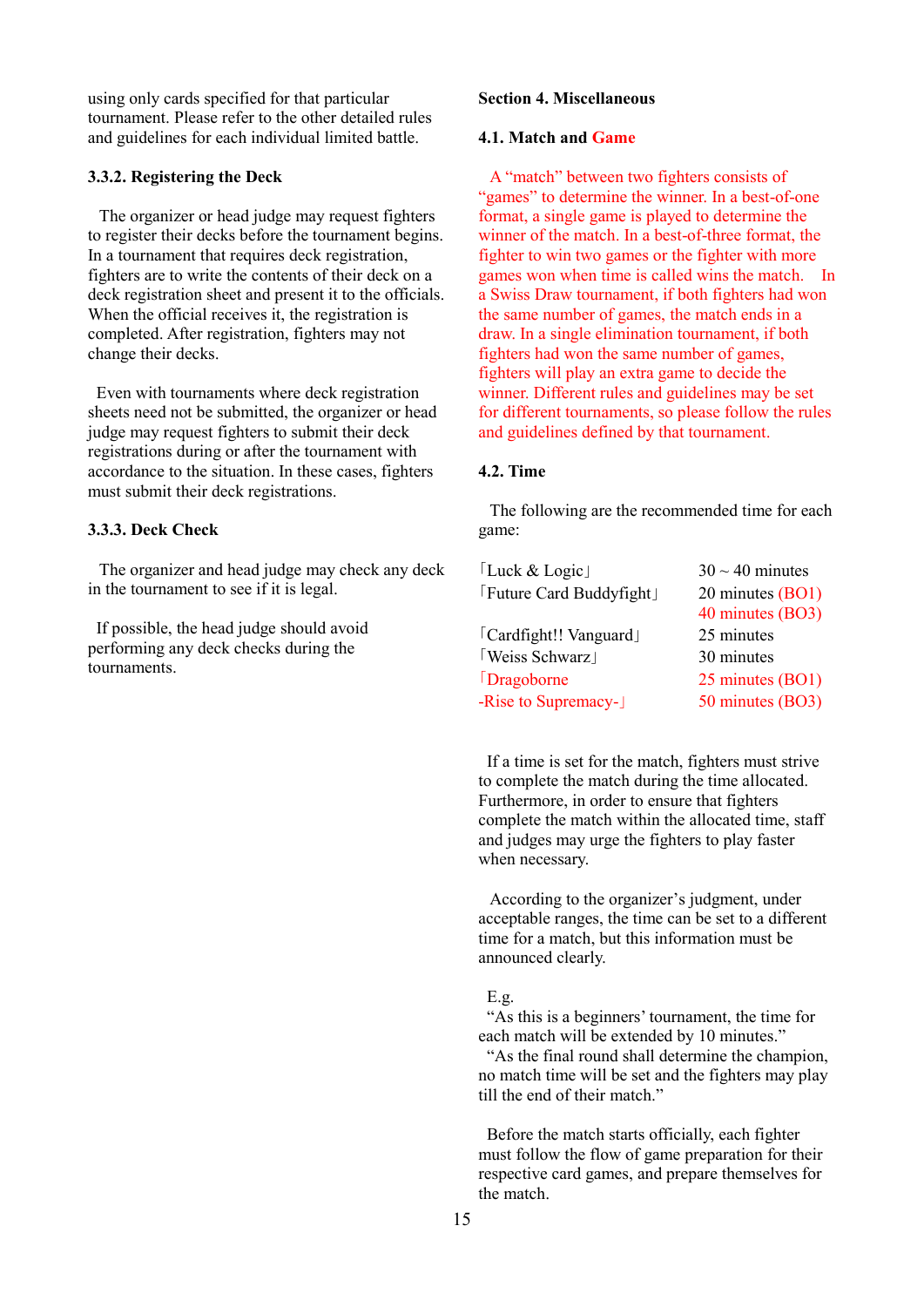using only cards specified for that particular tournament. Please refer to the other detailed rules and guidelines for each individual limited battle.

### 3.3.2. Registering the Deck

The organizer or head judge may request fighters to register their decks before the tournament begins. In a tournament that requires deck registration, fighters are to write the contents of their deck on a deck registration sheet and present it to the officials. When the official receives it, the registration is completed. After registration, fighters may not change their decks.

Even with tournaments where deck registration sheets need not be submitted, the organizer or head judge may request fighters to submit their deck registrations during or after the tournament with accordance to the situation. In these cases, fighters must submit their deck registrations.

### 3.3.3. Deck Check

The organizer and head judge may check any deck in the tournament to see if it is legal.

If possible, the head judge should avoid performing any deck checks during the tournaments.

## Section 4. Miscellaneous

### 4.1. Match and Game

A “match” between two fighters consists of “games” to determine the winner. In a best-of-one format, a single game is played to determine the winner of the match. In a best-of-three format, the fighter to win two games or the fighter with more games won when time is called wins the match. In a Swiss Draw tournament, if both fighters had won the same number of games, the match ends in a draw. In a single elimination tournament, if both fighters had won the same number of games, fighters will play an extra game to decide the winner. Different rules and guidelines may be set for different tournaments, so please follow the rules and guidelines defined by that tournament.

### 4.2. Time

The following are the recommended time for each game:

| | |
|---|---|
| 「Luck & Logic」 | 30 ~ 40 minutes |
| 「Future Card Buddyfight」 | 20 minutes (BO1)<br>40 minutes (BO3) |
| 「Cardfight!! Vanguard」 | 25 minutes |
| 「Weiss Schwarz」 | 30 minutes |
| 「Dragoborne -Rise to Supremacy-」 | 25 minutes (BO1)<br>50 minutes (BO3) |

If a time is set for the match, fighters must strive to complete the match during the time allocated. Furthermore, in order to ensure that fighters complete the match within the allocated time, staff and judges may urge the fighters to play faster when necessary.

According to the organizer’s judgment, under acceptable ranges, the time can be set to a different time for a match, but this information must be announced clearly.

E.g.
“As this is a beginners’ tournament, the time for each match will be extended by 10 minutes.”
“As the final round shall determine the champion, no match time will be set and the fighters may play till the end of their match.”

Before the match starts officially, each fighter must follow the flow of game preparation for their respective card games, and prepare themselves for the match.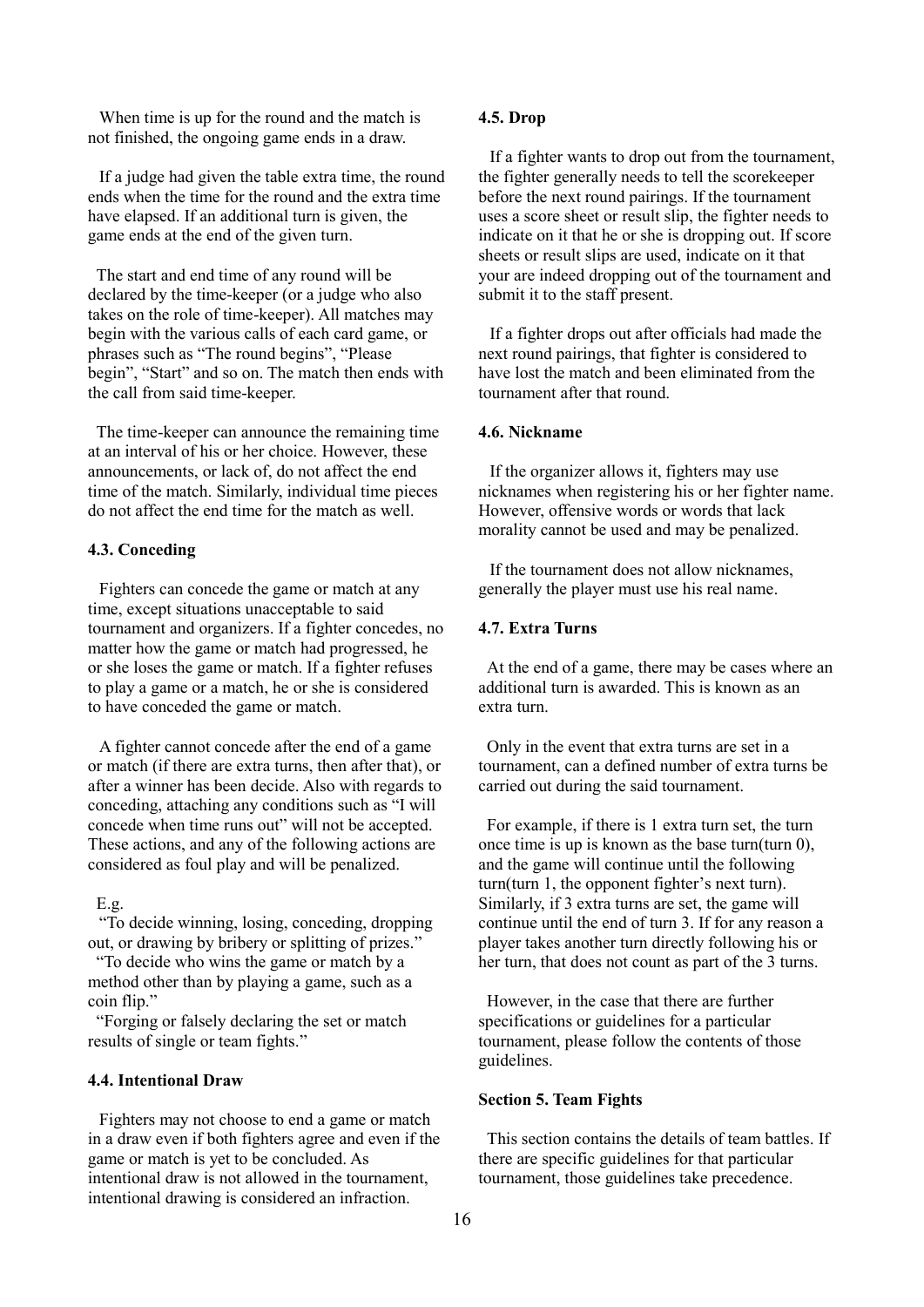When time is up for the round and the match is not finished, the ongoing game ends in a draw.

If a judge had given the table extra time, the round ends when the time for the round and the extra time have elapsed. If an additional turn is given, the game ends at the end of the given turn.

The start and end time of any round will be declared by the time-keeper (or a judge who also takes on the role of time-keeper). All matches may begin with the various calls of each card game, or phrases such as “The round begins”, “Please begin”, “Start” and so on. The match then ends with the call from said time-keeper.

The time-keeper can announce the remaining time at an interval of his or her choice. However, these announcements, or lack of, do not affect the end time of the match. Similarly, individual time pieces do not affect the end time for the match as well.

#### 4.3. Conceding

Fighters can concede the game or match at any time, except situations unacceptable to said tournament and organizers. If a fighter concedes, no matter how the game or match had progressed, he or she loses the game or match. If a fighter refuses to play a game or a match, he or she is considered to have conceded the game or match.

A fighter cannot concede after the end of a game or match (if there are extra turns, then after that), or after a winner has been decide. Also with regards to conceding, attaching any conditions such as “I will concede when time runs out” will not be accepted. These actions, and any of the following actions are considered as foul play and will be penalized.

E.g.

“To decide winning, losing, conceding, dropping out, or drawing by bribery or splitting of prizes.”

“To decide who wins the game or match by a method other than by playing a game, such as a coin flip.”

“Forging or falsely declaring the set or match results of single or team fights.”

#### 4.4. Intentional Draw

Fighters may not choose to end a game or match in a draw even if both fighters agree and even if the game or match is yet to be concluded. As intentional draw is not allowed in the tournament, intentional drawing is considered an infraction.

#### 4.5. Drop

If a fighter wants to drop out from the tournament, the fighter generally needs to tell the scorekeeper before the next round pairings. If the tournament uses a score sheet or result slip, the fighter needs to indicate on it that he or she is dropping out. If score sheets or result slips are used, indicate on it that your are indeed dropping out of the tournament and submit it to the staff present.

If a fighter drops out after officials had made the next round pairings, that fighter is considered to have lost the match and been eliminated from the tournament after that round.

#### 4.6. Nickname

If the organizer allows it, fighters may use nicknames when registering his or her fighter name. However, offensive words or words that lack morality cannot be used and may be penalized.

If the tournament does not allow nicknames, generally the player must use his real name.

#### 4.7. Extra Turns

At the end of a game, there may be cases where an additional turn is awarded. This is known as an extra turn.

Only in the event that extra turns are set in a tournament, can a defined number of extra turns be carried out during the said tournament.

For example, if there is 1 extra turn set, the turn once time is up is known as the base turn(turn 0), and the game will continue until the following turn(turn 1, the opponent fighter’s next turn). Similarly, if 3 extra turns are set, the game will continue until the end of turn 3. If for any reason a player takes another turn directly following his or her turn, that does not count as part of the 3 turns.

However, in the case that there are further specifications or guidelines for a particular tournament, please follow the contents of those guidelines.

### Section 5. Team Fights

This section contains the details of team battles. If there are specific guidelines for that particular tournament, those guidelines take precedence.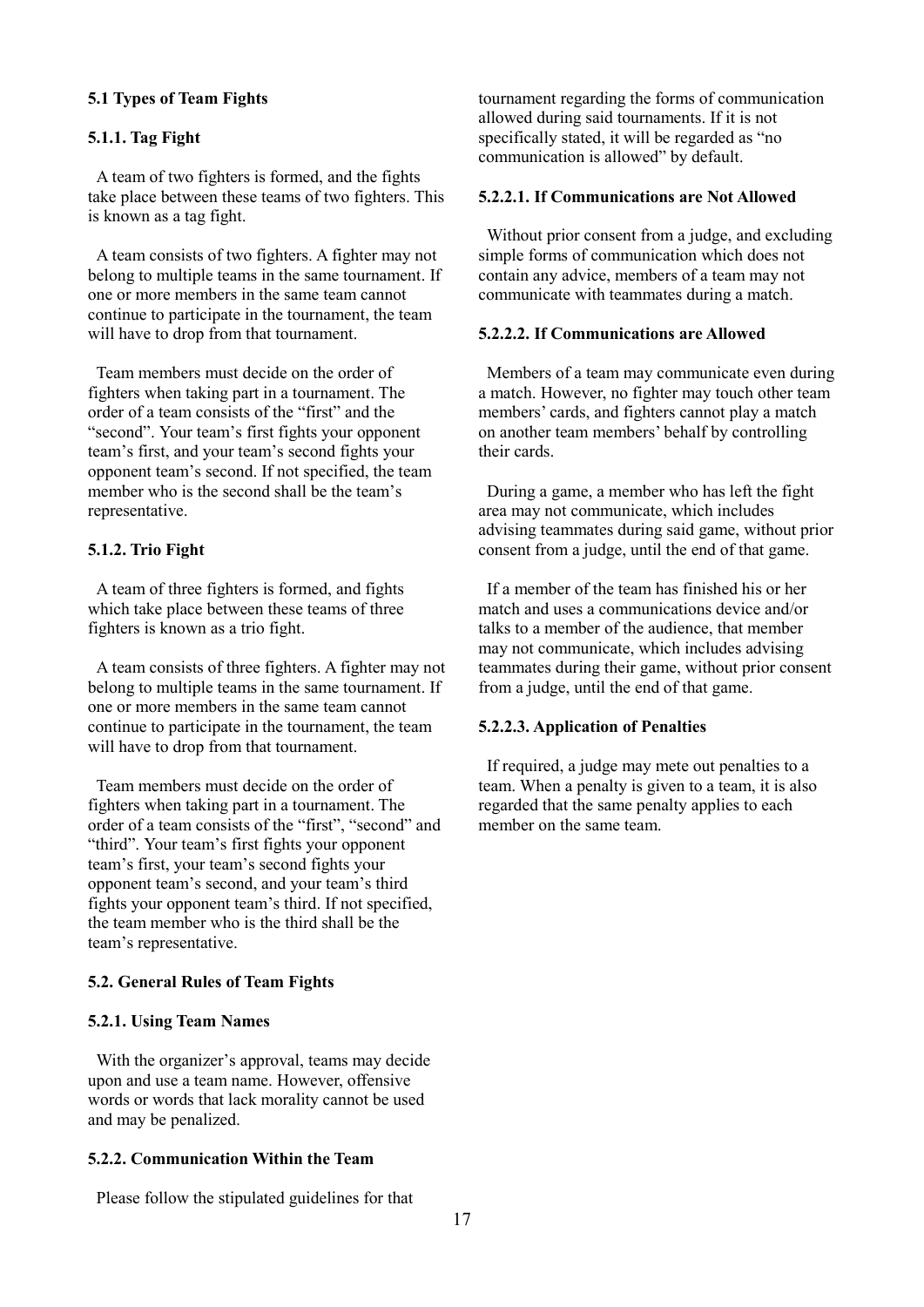### 5.1 Types of Team Fights

#### 5.1.1. Tag Fight

A team of two fighters is formed, and the fights take place between these teams of two fighters. This is known as a tag fight.

A team consists of two fighters. A fighter may not belong to multiple teams in the same tournament. If one or more members in the same team cannot continue to participate in the tournament, the team will have to drop from that tournament.

Team members must decide on the order of fighters when taking part in a tournament. The order of a team consists of the "first" and the "second". Your team's first fights your opponent team's first, and your team's second fights your opponent team's second. If not specified, the team member who is the second shall be the team's representative.

#### 5.1.2. Trio Fight

A team of three fighters is formed, and fights which take place between these teams of three fighters is known as a trio fight.

A team consists of three fighters. A fighter may not belong to multiple teams in the same tournament. If one or more members in the same team cannot continue to participate in the tournament, the team will have to drop from that tournament.

Team members must decide on the order of fighters when taking part in a tournament. The order of a team consists of the "first", "second" and "third". Your team's first fights your opponent team's first, your team's second fights your opponent team's second, and your team's third fights your opponent team's third. If not specified, the team member who is the third shall be the team's representative.

### 5.2. General Rules of Team Fights

#### 5.2.1. Using Team Names

With the organizer's approval, teams may decide upon and use a team name. However, offensive words or words that lack morality cannot be used and may be penalized.

#### 5.2.2. Communication Within the Team

Please follow the stipulated guidelines for that tournament regarding the forms of communication allowed during said tournaments. If it is not specifically stated, it will be regarded as "no communication is allowed" by default.

##### 5.2.2.1. If Communications are Not Allowed

Without prior consent from a judge, and excluding simple forms of communication which does not contain any advice, members of a team may not communicate with teammates during a match.

##### 5.2.2.2. If Communications are Allowed

Members of a team may communicate even during a match. However, no fighter may touch other team members' cards, and fighters cannot play a match on another team members' behalf by controlling their cards.

During a game, a member who has left the fight area may not communicate, which includes advising teammates during said game, without prior consent from a judge, until the end of that game.

If a member of the team has finished his or her match and uses a communications device and/or talks to a member of the audience, that member may not communicate, which includes advising teammates during their game, without prior consent from a judge, until the end of that game.

##### 5.2.2.3. Application of Penalties

If required, a judge may mete out penalties to a team. When a penalty is given to a team, it is also regarded that the same penalty applies to each member on the same team.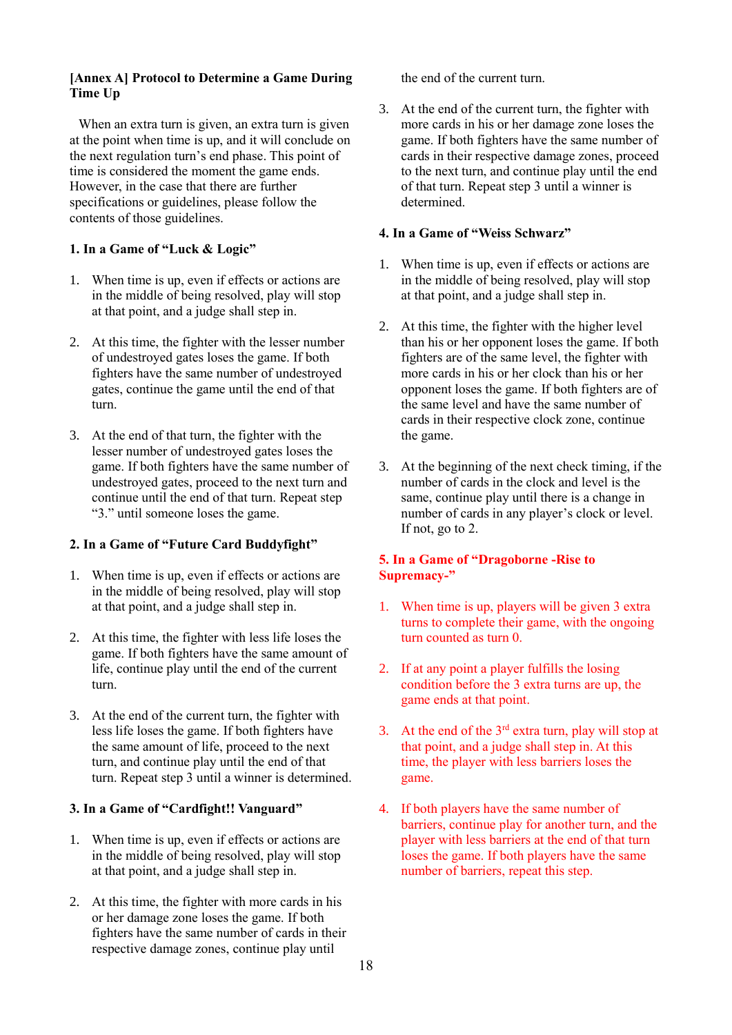**[Annex A] Protocol to Determine a Game During Time Up**

When an extra turn is given, an extra turn is given at the point when time is up, and it will conclude on the next regulation turn's end phase. This point of time is considered the moment the game ends. However, in the case that there are further specifications or guidelines, please follow the contents of those guidelines.

**1. In a Game of "Luck & Logic"**

1. When time is up, even if effects or actions are in the middle of being resolved, play will stop at that point, and a judge shall step in.

2. At this time, the fighter with the lesser number of undestroyed gates loses the game. If both fighters have the same number of undestroyed gates, continue the game until the end of that turn.

3. At the end of that turn, the fighter with the lesser number of undestroyed gates loses the game. If both fighters have the same number of undestroyed gates, proceed to the next turn and continue until the end of that turn. Repeat step "3." until someone loses the game.

**2. In a Game of "Future Card Buddyfight"**

1. When time is up, even if effects or actions are in the middle of being resolved, play will stop at that point, and a judge shall step in.

2. At this time, the fighter with less life loses the game. If both fighters have the same amount of life, continue play until the end of the current turn.

3. At the end of the current turn, the fighter with less life loses the game. If both fighters have the same amount of life, proceed to the next turn, and continue play until the end of that turn. Repeat step 3 until a winner is determined.

**3. In a Game of "Cardfight!! Vanguard"**

1. When time is up, even if effects or actions are in the middle of being resolved, play will stop at that point, and a judge shall step in.

2. At this time, the fighter with more cards in his or her damage zone loses the game. If both fighters have the same number of cards in their respective damage zones, continue play until the end of the current turn.

3. At the end of the current turn, the fighter with more cards in his or her damage zone loses the game. If both fighters have the same number of cards in their respective damage zones, proceed to the next turn, and continue play until the end of that turn. Repeat step 3 until a winner is determined.

**4. In a Game of "Weiss Schwarz"**

1. When time is up, even if effects or actions are in the middle of being resolved, play will stop at that point, and a judge shall step in.

2. At this time, the fighter with the higher level than his or her opponent loses the game. If both fighters are of the same level, the fighter with more cards in his or her clock than his or her opponent loses the game. If both fighters are of the same level and have the same number of cards in their respective clock zone, continue the game.

3. At the beginning of the next check timing, if the number of cards in the clock and level is the same, continue play until there is a change in number of cards in any player's clock or level. If not, go to 2.

**5. In a Game of "Dragoborne -Rise to Supremacy-"**

1. When time is up, players will be given 3 extra turns to complete their game, with the ongoing turn counted as turn 0.

2. If at any point a player fulfills the losing condition before the 3 extra turns are up, the game ends at that point.

3. At the end of the 3rd extra turn, play will stop at that point, and a judge shall step in. At this time, the player with less barriers loses the game.

4. If both players have the same number of barriers, continue play for another turn, and the player with less barriers at the end of that turn loses the game. If both players have the same number of barriers, repeat this step.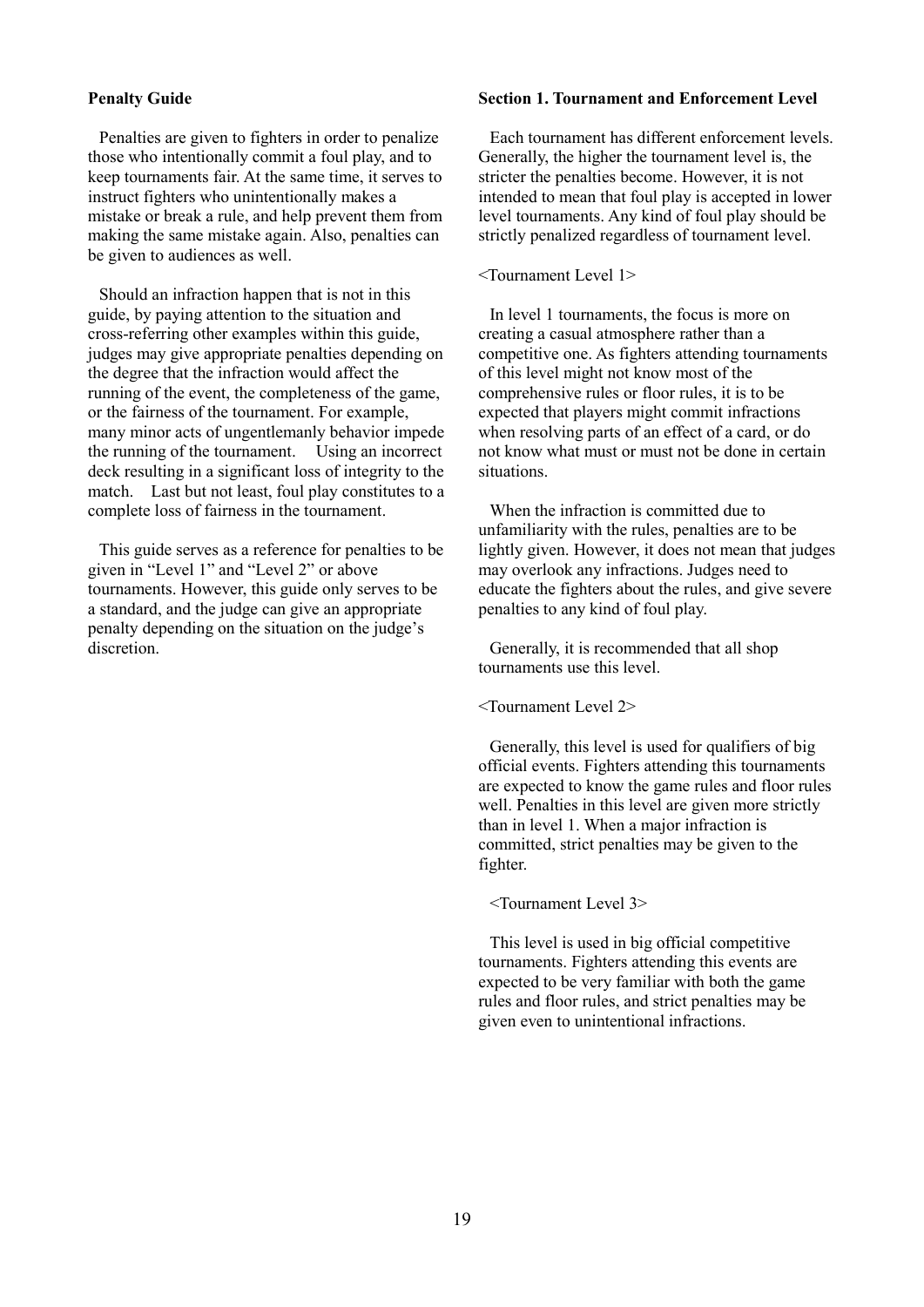## Penalty Guide

Penalties are given to fighters in order to penalize those who intentionally commit a foul play, and to keep tournaments fair. At the same time, it serves to instruct fighters who unintentionally makes a mistake or break a rule, and help prevent them from making the same mistake again. Also, penalties can be given to audiences as well.

Should an infraction happen that is not in this guide, by paying attention to the situation and cross-referring other examples within this guide, judges may give appropriate penalties depending on the degree that the infraction would affect the running of the event, the completeness of the game, or the fairness of the tournament. For example, many minor acts of ungentlemanly behavior impede the running of the tournament. Using an incorrect deck resulting in a significant loss of integrity to the match. Last but not least, foul play constitutes to a complete loss of fairness in the tournament.

This guide serves as a reference for penalties to be given in "Level 1" and "Level 2" or above tournaments. However, this guide only serves to be a standard, and the judge can give an appropriate penalty depending on the situation on the judge's discretion.

## Section 1. Tournament and Enforcement Level

Each tournament has different enforcement levels. Generally, the higher the tournament level is, the stricter the penalties become. However, it is not intended to mean that foul play is accepted in lower level tournaments. Any kind of foul play should be strictly penalized regardless of tournament level.

<Tournament Level 1>

In level 1 tournaments, the focus is more on creating a casual atmosphere rather than a competitive one. As fighters attending tournaments of this level might not know most of the comprehensive rules or floor rules, it is to be expected that players might commit infractions when resolving parts of an effect of a card, or do not know what must or must not be done in certain situations.

When the infraction is committed due to unfamiliarity with the rules, penalties are to be lightly given. However, it does not mean that judges may overlook any infractions. Judges need to educate the fighters about the rules, and give severe penalties to any kind of foul play.

Generally, it is recommended that all shop tournaments use this level.

<Tournament Level 2>

Generally, this level is used for qualifiers of big official events. Fighters attending this tournaments are expected to know the game rules and floor rules well. Penalties in this level are given more strictly than in level 1. When a major infraction is committed, strict penalties may be given to the fighter.

<Tournament Level 3>

This level is used in big official competitive tournaments. Fighters attending this events are expected to be very familiar with both the game rules and floor rules, and strict penalties may be given even to unintentional infractions.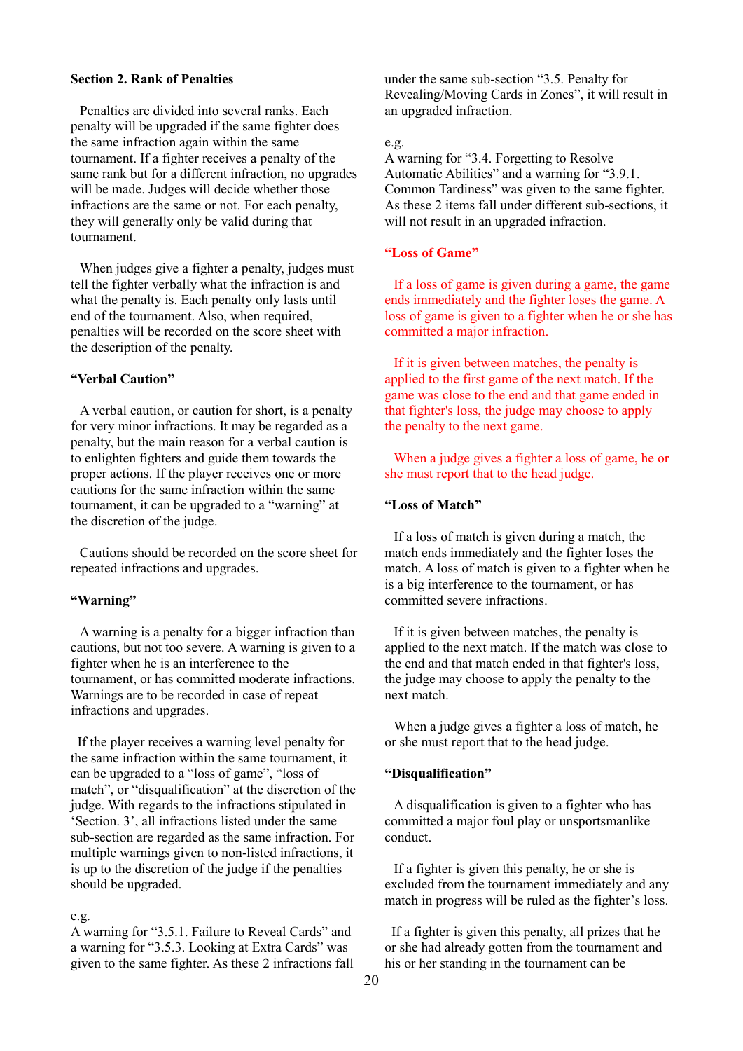**Section 2. Rank of Penalties**

Penalties are divided into several ranks. Each penalty will be upgraded if the same fighter does the same infraction again within the same tournament. If a fighter receives a penalty of the same rank but for a different infraction, no upgrades will be made. Judges will decide whether those infractions are the same or not. For each penalty, they will generally only be valid during that tournament.

When judges give a fighter a penalty, judges must tell the fighter verbally what the infraction is and what the penalty is. Each penalty only lasts until end of the tournament. Also, when required, penalties will be recorded on the score sheet with the description of the penalty.

**“Verbal Caution”**

A verbal caution, or caution for short, is a penalty for very minor infractions. It may be regarded as a penalty, but the main reason for a verbal caution is to enlighten fighters and guide them towards the proper actions. If the player receives one or more cautions for the same infraction within the same tournament, it can be upgraded to a “warning” at the discretion of the judge.

Cautions should be recorded on the score sheet for repeated infractions and upgrades.

**“Warning”**

A warning is a penalty for a bigger infraction than cautions, but not too severe. A warning is given to a fighter when he is an interference to the tournament, or has committed moderate infractions. Warnings are to be recorded in case of repeat infractions and upgrades.

If the player receives a warning level penalty for the same infraction within the same tournament, it can be upgraded to a “loss of game”, “loss of match”, or “disqualification” at the discretion of the judge. With regards to the infractions stipulated in ‘Section. 3’, all infractions listed under the same sub-section are regarded as the same infraction. For multiple warnings given to non-listed infractions, it is up to the discretion of the judge if the penalties should be upgraded.

e.g.
A warning for “3.5.1. Failure to Reveal Cards” and a warning for “3.5.3. Looking at Extra Cards” was given to the same fighter. As these 2 infractions fall under the same sub-section “3.5. Penalty for Revealing/Moving Cards in Zones”, it will result in an upgraded infraction.

e.g.
A warning for “3.4. Forgetting to Resolve Automatic Abilities” and a warning for “3.9.1. Common Tardiness” was given to the same fighter. As these 2 items fall under different sub-sections, it will not result in an upgraded infraction.

**“Loss of Game”**

If a loss of game is given during a game, the game ends immediately and the fighter loses the game. A loss of game is given to a fighter when he or she has committed a major infraction.

If it is given between matches, the penalty is applied to the first game of the next match. If the game was close to the end and that game ended in that fighter's loss, the judge may choose to apply the penalty to the next game.

When a judge gives a fighter a loss of game, he or she must report that to the head judge.

**“Loss of Match”**

If a loss of match is given during a match, the match ends immediately and the fighter loses the match. A loss of match is given to a fighter when he is a big interference to the tournament, or has committed severe infractions.

If it is given between matches, the penalty is applied to the next match. If the match was close to the end and that match ended in that fighter's loss, the judge may choose to apply the penalty to the next match.

When a judge gives a fighter a loss of match, he or she must report that to the head judge.

**“Disqualification”**

A disqualification is given to a fighter who has committed a major foul play or unsportsmanlike conduct.

If a fighter is given this penalty, he or she is excluded from the tournament immediately and any match in progress will be ruled as the fighter’s loss.

If a fighter is given this penalty, all prizes that he or she had already gotten from the tournament and his or her standing in the tournament can be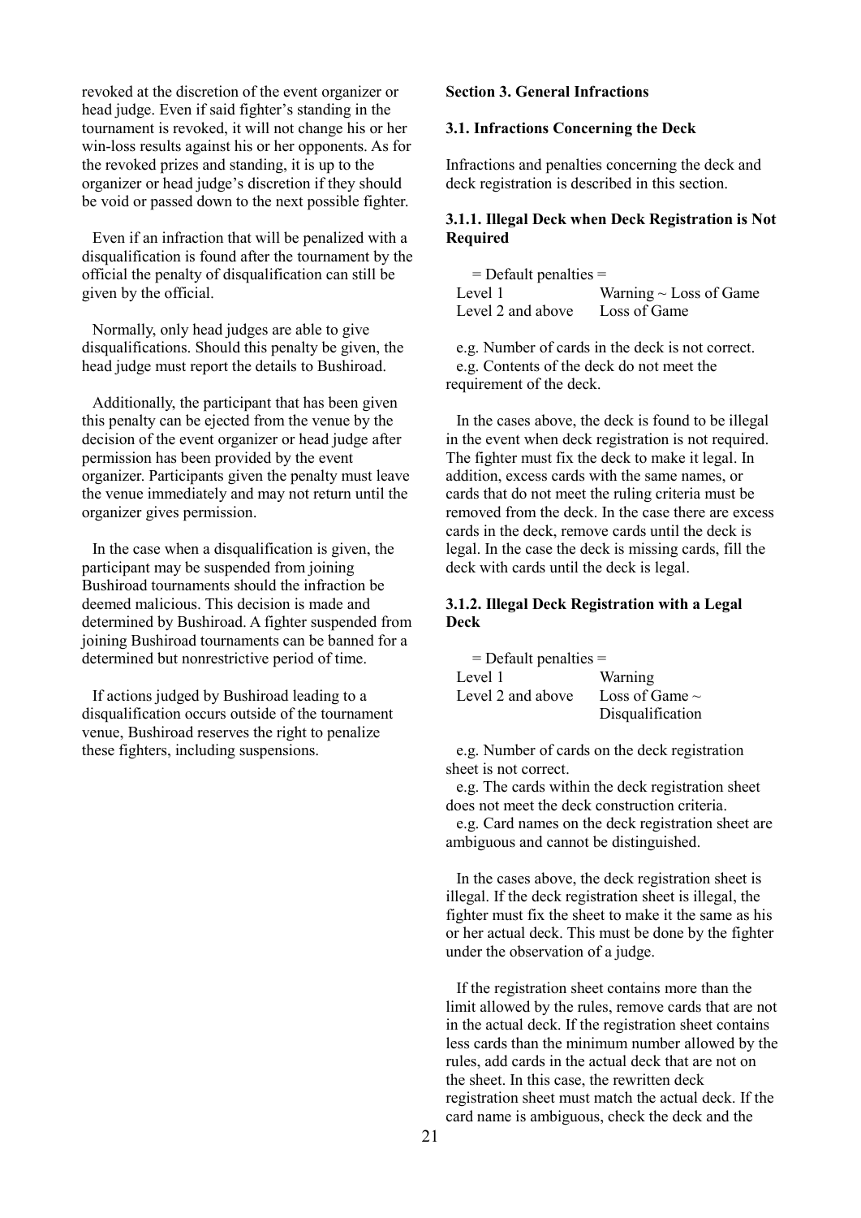revoked at the discretion of the event organizer or head judge. Even if said fighter's standing in the tournament is revoked, it will not change his or her win-loss results against his or her opponents. As for the revoked prizes and standing, it is up to the organizer or head judge's discretion if they should be void or passed down to the next possible fighter.

Even if an infraction that will be penalized with a disqualification is found after the tournament by the official the penalty of disqualification can still be given by the official.

Normally, only head judges are able to give disqualifications. Should this penalty be given, the head judge must report the details to Bushiroad.

Additionally, the participant that has been given this penalty can be ejected from the venue by the decision of the event organizer or head judge after permission has been provided by the event organizer. Participants given the penalty must leave the venue immediately and may not return until the organizer gives permission.

In the case when a disqualification is given, the participant may be suspended from joining Bushiroad tournaments should the infraction be deemed malicious. This decision is made and determined by Bushiroad. A fighter suspended from joining Bushiroad tournaments can be banned for a determined but nonrestrictive period of time.

If actions judged by Bushiroad leading to a disqualification occurs outside of the tournament venue, Bushiroad reserves the right to penalize these fighters, including suspensions.

## Section 3. General Infractions

### 3.1. Infractions Concerning the Deck

Infractions and penalties concerning the deck and deck registration is described in this section.

#### 3.1.1. Illegal Deck when Deck Registration is Not Required

= Default penalties =

| Level | Penalty |
|---|---|
| Level 1 | Warning ~ Loss of Game |
| Level 2 and above | Loss of Game |

e.g. Number of cards in the deck is not correct.
e.g. Contents of the deck do not meet the requirement of the deck.

In the cases above, the deck is found to be illegal in the event when deck registration is not required. The fighter must fix the deck to make it legal. In addition, excess cards with the same names, or cards that do not meet the ruling criteria must be removed from the deck. In the case there are excess cards in the deck, remove cards until the deck is legal. In the case the deck is missing cards, fill the deck with cards until the deck is legal.

#### 3.1.2. Illegal Deck Registration with a Legal Deck

= Default penalties =

| Level | Penalty |
|---|---|
| Level 1 | Warning |
| Level 2 and above | Loss of Game ~ Disqualification |

e.g. Number of cards on the deck registration sheet is not correct.
e.g. The cards within the deck registration sheet does not meet the deck construction criteria.
e.g. Card names on the deck registration sheet are ambiguous and cannot be distinguished.

In the cases above, the deck registration sheet is illegal. If the deck registration sheet is illegal, the fighter must fix the sheet to make it the same as his or her actual deck. This must be done by the fighter under the observation of a judge.

If the registration sheet contains more than the limit allowed by the rules, remove cards that are not in the actual deck. If the registration sheet contains less cards than the minimum number allowed by the rules, add cards in the actual deck that are not on the sheet. In this case, the rewritten deck registration sheet must match the actual deck. If the card name is ambiguous, check the deck and the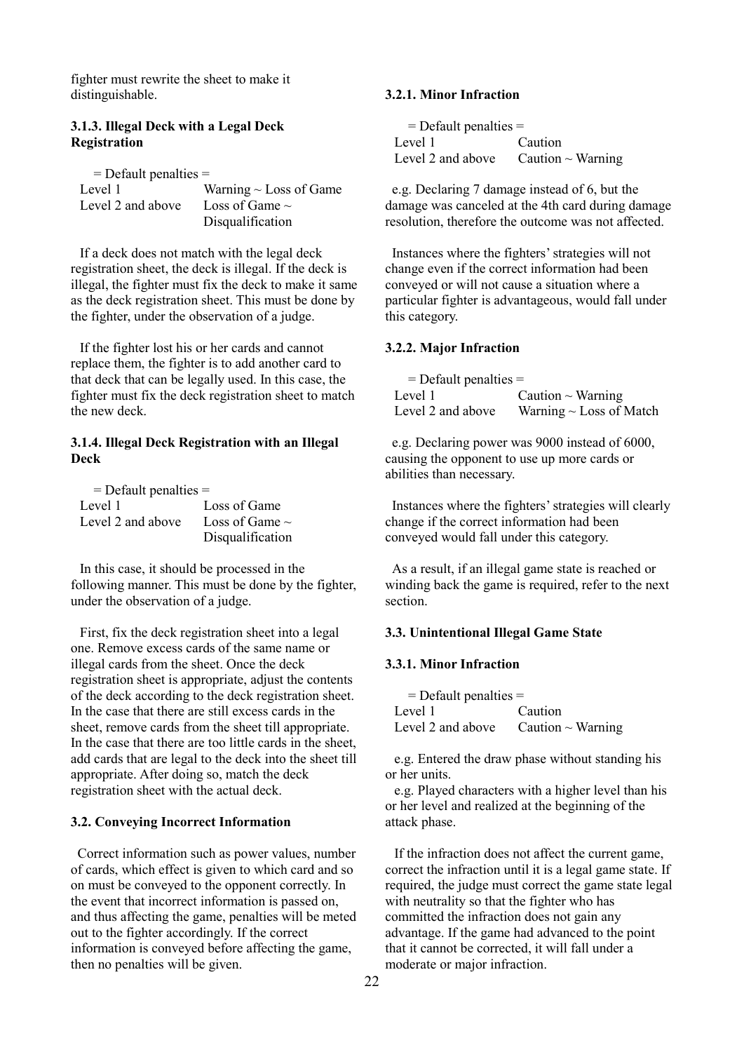fighter must rewrite the sheet to make it distinguishable.

### 3.1.3. Illegal Deck with a Legal Deck Registration

= Default penalties =

| Level | Penalty |
|---|---|
| Level 1 | Warning ~ Loss of Game |
| Level 2 and above | Loss of Game ~ Disqualification |

If a deck does not match with the legal deck registration sheet, the deck is illegal. If the deck is illegal, the fighter must fix the deck to make it same as the deck registration sheet. This must be done by the fighter, under the observation of a judge.

If the fighter lost his or her cards and cannot replace them, the fighter is to add another card to that deck that can be legally used. In this case, the fighter must fix the deck registration sheet to match the new deck.

### 3.1.4. Illegal Deck Registration with an Illegal Deck

= Default penalties =

| Level | Penalty |
|---|---|
| Level 1 | Loss of Game |
| Level 2 and above | Loss of Game ~ Disqualification |

In this case, it should be processed in the following manner. This must be done by the fighter, under the observation of a judge.

First, fix the deck registration sheet into a legal one. Remove excess cards of the same name or illegal cards from the sheet. Once the deck registration sheet is appropriate, adjust the contents of the deck according to the deck registration sheet. In the case that there are still excess cards in the sheet, remove cards from the sheet till appropriate. In the case that there are too little cards in the sheet, add cards that are legal to the deck into the sheet till appropriate. After doing so, match the deck registration sheet with the actual deck.

## 3.2. Conveying Incorrect Information

Correct information such as power values, number of cards, which effect is given to which card and so on must be conveyed to the opponent correctly. In the event that incorrect information is passed on, and thus affecting the game, penalties will be meted out to the fighter accordingly. If the correct information is conveyed before affecting the game, then no penalties will be given.

### 3.2.1. Minor Infraction

= Default penalties =

| Level | Penalty |
|---|---|
| Level 1 | Caution |
| Level 2 and above | Caution ~ Warning |

e.g. Declaring 7 damage instead of 6, but the damage was canceled at the 4th card during damage resolution, therefore the outcome was not affected.

Instances where the fighters' strategies will not change even if the correct information had been conveyed or will not cause a situation where a particular fighter is advantageous, would fall under this category.

### 3.2.2. Major Infraction

= Default penalties =

| Level | Penalty |
|---|---|
| Level 1 | Caution ~ Warning |
| Level 2 and above | Warning ~ Loss of Match |

e.g. Declaring power was 9000 instead of 6000, causing the opponent to use up more cards or abilities than necessary.

Instances where the fighters' strategies will clearly change if the correct information had been conveyed would fall under this category.

As a result, if an illegal game state is reached or winding back the game is required, refer to the next section.

## 3.3. Unintentional Illegal Game State

### 3.3.1. Minor Infraction

= Default penalties =

| Level | Penalty |
|---|---|
| Level 1 | Caution |
| Level 2 and above | Caution ~ Warning |

e.g. Entered the draw phase without standing his or her units.

e.g. Played characters with a higher level than his or her level and realized at the beginning of the attack phase.

If the infraction does not affect the current game, correct the infraction until it is a legal game state. If required, the judge must correct the game state legal with neutrality so that the fighter who has committed the infraction does not gain any advantage. If the game had advanced to the point that it cannot be corrected, it will fall under a moderate or major infraction.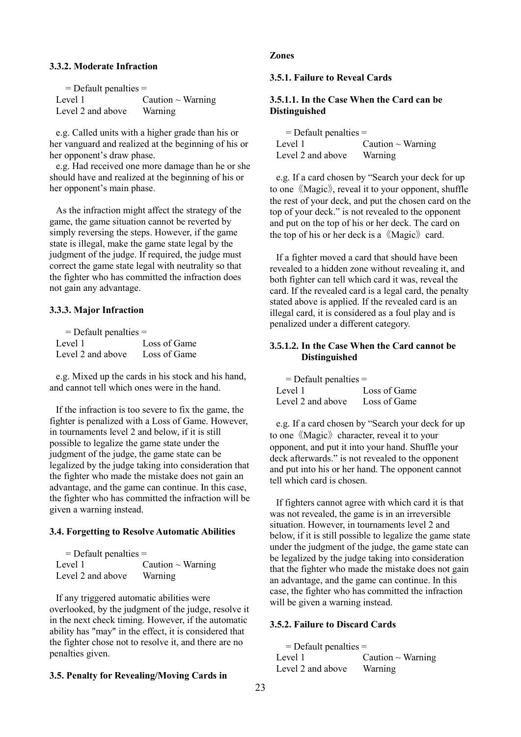### 3.3.2. Moderate Infraction

= Default penalties =

| Level | Penalty |
|---|---|
| Level 1 | Caution ~ Warning |
| Level 2 and above | Warning |

e.g. Called units with a higher grade than his or her vanguard and realized at the beginning of his or her opponent's draw phase.

e.g. Had received one more damage than he or she should have and realized at the beginning of his or her opponent's main phase.

As the infraction might affect the strategy of the game, the game situation cannot be reverted by simply reversing the steps. However, if the game state is illegal, make the game state legal by the judgment of the judge. If required, the judge must correct the game state legal with neutrality so that the fighter who has committed the infraction does not gain any advantage.

### 3.3.3. Major Infraction

= Default penalties =

| Level | Penalty |
|---|---|
| Level 1 | Loss of Game |
| Level 2 and above | Loss of Game |

e.g. Mixed up the cards in his stock and his hand, and cannot tell which ones were in the hand.

If the infraction is too severe to fix the game, the fighter is penalized with a Loss of Game. However, in tournaments level 2 and below, if it is still possible to legalize the game state under the judgment of the judge, the game state can be legalized by the judge taking into consideration that the fighter who made the mistake does not gain an advantage, and the game can continue. In this case, the fighter who has committed the infraction will be given a warning instead.

## 3.4. Forgetting to Resolve Automatic Abilities

= Default penalties =

| Level | Penalty |
|---|---|
| Level 1 | Caution ~ Warning |
| Level 2 and above | Warning |

If any triggered automatic abilities were overlooked, by the judgment of the judge, resolve it in the next check timing. However, if the automatic ability has "may" in the effect, it is considered that the fighter chose not to resolve it, and there are no penalties given.

## 3.5. Penalty for Revealing/Moving Cards in Zones

### 3.5.1. Failure to Reveal Cards

#### 3.5.1.1. In the Case When the Card can be Distinguished

= Default penalties =

| Level | Penalty |
|---|---|
| Level 1 | Caution ~ Warning |
| Level 2 and above | Warning |

e.g. If a card chosen by "Search your deck for up to one《Magic》, reveal it to your opponent, shuffle the rest of your deck, and put the chosen card on the top of your deck." is not revealed to the opponent and put on the top of his or her deck. The card on the top of his or her deck is a《Magic》card.

If a fighter moved a card that should have been revealed to a hidden zone without revealing it, and both fighter can tell which card it was, reveal the card. If the revealed card is a legal card, the penalty stated above is applied. If the revealed card is an illegal card, it is considered as a foul play and is penalized under a different category.

#### 3.5.1.2. In the Case When the Card cannot be Distinguished

= Default penalties =

| Level | Penalty |
|---|---|
| Level 1 | Loss of Game |
| Level 2 and above | Loss of Game |

e.g. If a card chosen by "Search your deck for up to one《Magic》character, reveal it to your opponent, and put it into your hand. Shuffle your deck afterwards." is not revealed to the opponent and put into his or her hand. The opponent cannot tell which card is chosen.

If fighters cannot agree with which card it is that was not revealed, the game is in an irreversible situation. However, in tournaments level 2 and below, if it is still possible to legalize the game state under the judgment of the judge, the game state can be legalized by the judge taking into consideration that the fighter who made the mistake does not gain an advantage, and the game can continue. In this case, the fighter who has committed the infraction will be given a warning instead.

### 3.5.2. Failure to Discard Cards

= Default penalties =

| Level | Penalty |
|---|---|
| Level 1 | Caution ~ Warning |
| Level 2 and above | Warning |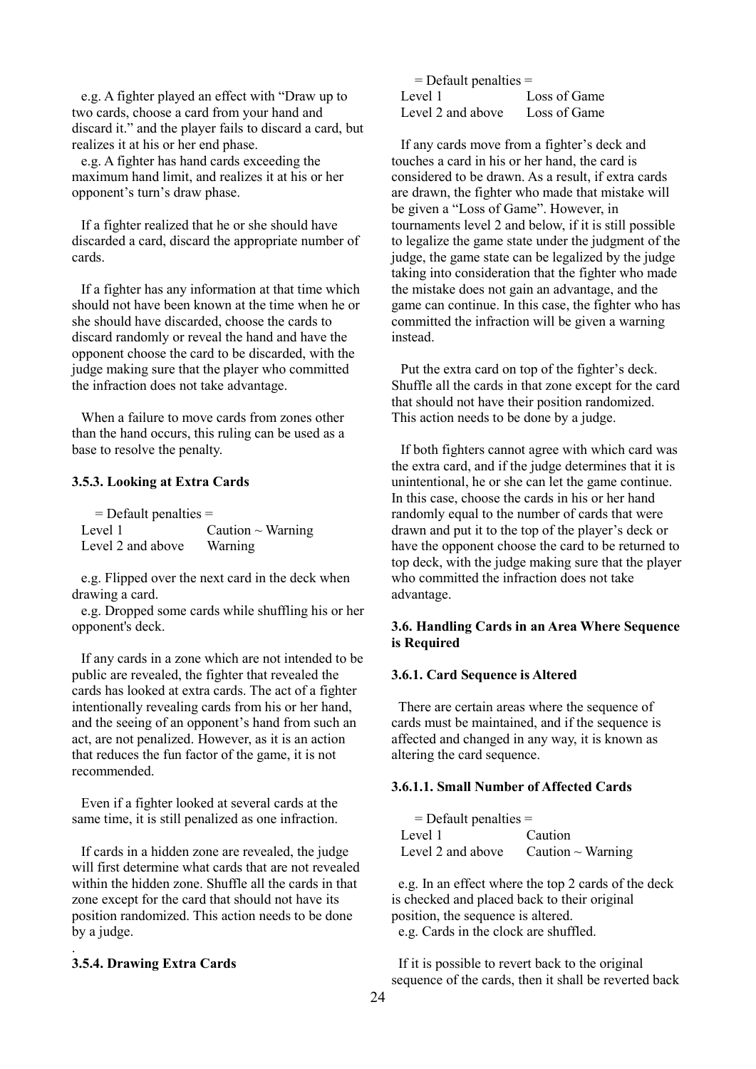e.g. A fighter played an effect with "Draw up to two cards, choose a card from your hand and discard it." and the player fails to discard a card, but realizes it at his or her end phase.

e.g. A fighter has hand cards exceeding the maximum hand limit, and realizes it at his or her opponent's turn's draw phase.

If a fighter realized that he or she should have discarded a card, discard the appropriate number of cards.

If a fighter has any information at that time which should not have been known at the time when he or she should have discarded, choose the cards to discard randomly or reveal the hand and have the opponent choose the card to be discarded, with the judge making sure that the player who committed the infraction does not take advantage.

When a failure to move cards from zones other than the hand occurs, this ruling can be used as a base to resolve the penalty.

#### 3.5.3. Looking at Extra Cards

= Default penalties =

| | |
|---|---|
| Level 1 | Caution ~ Warning |
| Level 2 and above | Warning |

e.g. Flipped over the next card in the deck when drawing a card.

e.g. Dropped some cards while shuffling his or her opponent's deck.

If any cards in a zone which are not intended to be public are revealed, the fighter that revealed the cards has looked at extra cards. The act of a fighter intentionally revealing cards from his or her hand, and the seeing of an opponent's hand from such an act, are not penalized. However, as it is an action that reduces the fun factor of the game, it is not recommended.

Even if a fighter looked at several cards at the same time, it is still penalized as one infraction.

If cards in a hidden zone are revealed, the judge will first determine what cards that are not revealed within the hidden zone. Shuffle all the cards in that zone except for the card that should not have its position randomized. This action needs to be done by a judge.

.

#### 3.5.4. Drawing Extra Cards

= Default penalties =

| | |
|---|---|
| Level 1 | Loss of Game |
| Level 2 and above | Loss of Game |

If any cards move from a fighter's deck and touches a card in his or her hand, the card is considered to be drawn. As a result, if extra cards are drawn, the fighter who made that mistake will be given a "Loss of Game". However, in tournaments level 2 and below, if it is still possible to legalize the game state under the judgment of the judge, the game state can be legalized by the judge taking into consideration that the fighter who made the mistake does not gain an advantage, and the game can continue. In this case, the fighter who has committed the infraction will be given a warning instead.

Put the extra card on top of the fighter's deck. Shuffle all the cards in that zone except for the card that should not have their position randomized. This action needs to be done by a judge.

If both fighters cannot agree with which card was the extra card, and if the judge determines that it is unintentional, he or she can let the game continue. In this case, choose the cards in his or her hand randomly equal to the number of cards that were drawn and put it to the top of the player's deck or have the opponent choose the card to be returned to top deck, with the judge making sure that the player who committed the infraction does not take advantage.

### 3.6. Handling Cards in an Area Where Sequence is Required

#### 3.6.1. Card Sequence is Altered

There are certain areas where the sequence of cards must be maintained, and if the sequence is affected and changed in any way, it is known as altering the card sequence.

#### 3.6.1.1. Small Number of Affected Cards

= Default penalties =

| | |
|---|---|
| Level 1 | Caution |
| Level 2 and above | Caution ~ Warning |

e.g. In an effect where the top 2 cards of the deck is checked and placed back to their original position, the sequence is altered.

e.g. Cards in the clock are shuffled.

If it is possible to revert back to the original sequence of the cards, then it shall be reverted back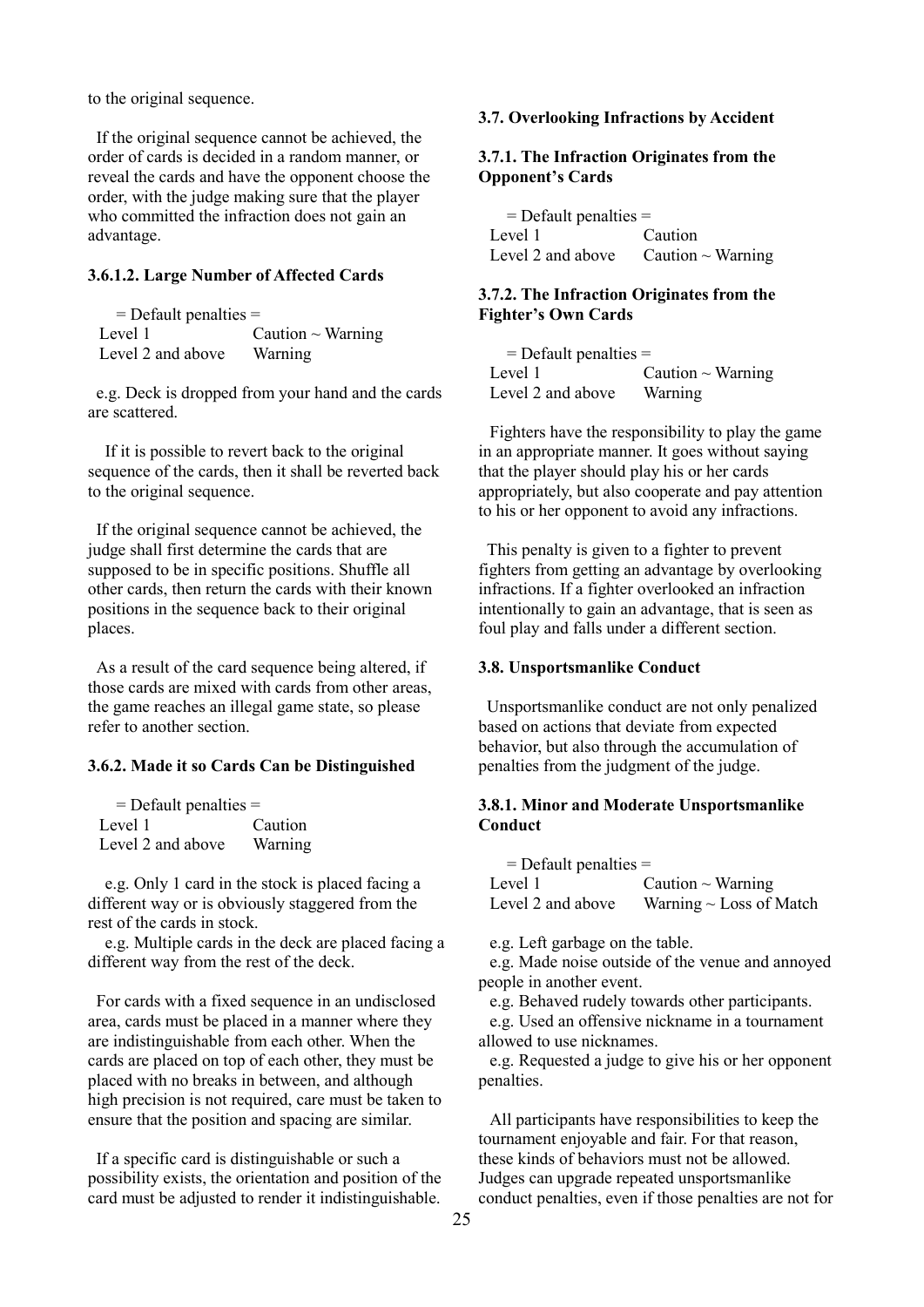to the original sequence.

If the original sequence cannot be achieved, the order of cards is decided in a random manner, or reveal the cards and have the opponent choose the order, with the judge making sure that the player who committed the infraction does not gain an advantage.

#### 3.6.1.2. Large Number of Affected Cards

= Default penalties =

| Level | Penalty |
|---|---|
| Level 1 | Caution ~ Warning |
| Level 2 and above | Warning |

e.g. Deck is dropped from your hand and the cards are scattered.

If it is possible to revert back to the original sequence of the cards, then it shall be reverted back to the original sequence.

If the original sequence cannot be achieved, the judge shall first determine the cards that are supposed to be in specific positions. Shuffle all other cards, then return the cards with their known positions in the sequence back to their original places.

As a result of the card sequence being altered, if those cards are mixed with cards from other areas, the game reaches an illegal game state, so please refer to another section.

### 3.6.2. Made it so Cards Can be Distinguished

= Default penalties =

| Level | Penalty |
|---|---|
| Level 1 | Caution |
| Level 2 and above | Warning |

e.g. Only 1 card in the stock is placed facing a different way or is obviously staggered from the rest of the cards in stock.
e.g. Multiple cards in the deck are placed facing a different way from the rest of the deck.

For cards with a fixed sequence in an undisclosed area, cards must be placed in a manner where they are indistinguishable from each other. When the cards are placed on top of each other, they must be placed with no breaks in between, and although high precision is not required, care must be taken to ensure that the position and spacing are similar.

If a specific card is distinguishable or such a possibility exists, the orientation and position of the card must be adjusted to render it indistinguishable.

## 3.7. Overlooking Infractions by Accident

### 3.7.1. The Infraction Originates from the Opponent's Cards

= Default penalties =

| Level | Penalty |
|---|---|
| Level 1 | Caution |
| Level 2 and above | Caution ~ Warning |

### 3.7.2. The Infraction Originates from the Fighter's Own Cards

= Default penalties =

| Level | Penalty |
|---|---|
| Level 1 | Caution ~ Warning |
| Level 2 and above | Warning |

Fighters have the responsibility to play the game in an appropriate manner. It goes without saying that the player should play his or her cards appropriately, but also cooperate and pay attention to his or her opponent to avoid any infractions.

This penalty is given to a fighter to prevent fighters from getting an advantage by overlooking infractions. If a fighter overlooked an infraction intentionally to gain an advantage, that is seen as foul play and falls under a different section.

## 3.8. Unsportsmanlike Conduct

Unsportsmanlike conduct are not only penalized based on actions that deviate from expected behavior, but also through the accumulation of penalties from the judgment of the judge.

### 3.8.1. Minor and Moderate Unsportsmanlike Conduct

= Default penalties =

| Level | Penalty |
|---|---|
| Level 1 | Caution ~ Warning |
| Level 2 and above | Warning ~ Loss of Match |

e.g. Left garbage on the table.
e.g. Made noise outside of the venue and annoyed people in another event.
e.g. Behaved rudely towards other participants.
e.g. Used an offensive nickname in a tournament allowed to use nicknames.
e.g. Requested a judge to give his or her opponent penalties.

All participants have responsibilities to keep the tournament enjoyable and fair. For that reason, these kinds of behaviors must not be allowed. Judges can upgrade repeated unsportsmanlike conduct penalties, even if those penalties are not for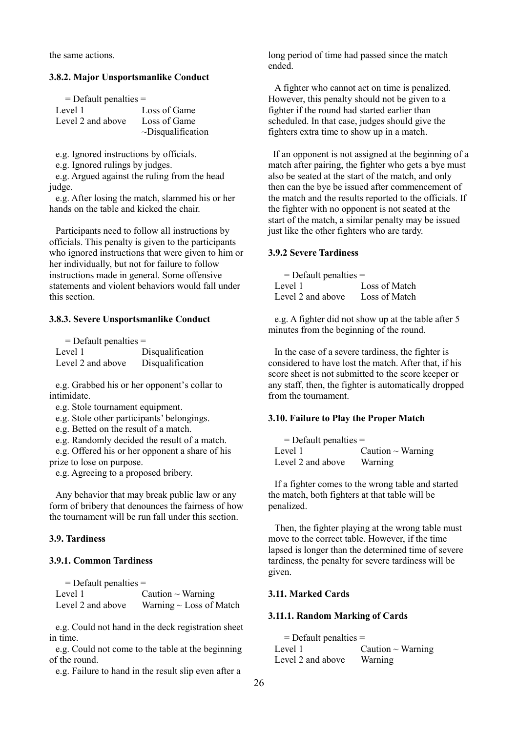the same actions.

### 3.8.2. Major Unsportsmanlike Conduct

= Default penalties =

| Level | Penalty |
|---|---|
| Level 1 | Loss of Game |
| Level 2 and above | Loss of Game ~Disqualification |

e.g. Ignored instructions by officials.
e.g. Ignored rulings by judges.
e.g. Argued against the ruling from the head judge.
e.g. After losing the match, slammed his or her hands on the table and kicked the chair.

Participants need to follow all instructions by officials. This penalty is given to the participants who ignored instructions that were given to him or her individually, but not for failure to follow instructions made in general. Some offensive statements and violent behaviors would fall under this section.

### 3.8.3. Severe Unsportsmanlike Conduct

= Default penalties =

| Level | Penalty |
|---|---|
| Level 1 | Disqualification |
| Level 2 and above | Disqualification |

e.g. Grabbed his or her opponent's collar to intimidate.
e.g. Stole tournament equipment.
e.g. Stole other participants' belongings.
e.g. Betted on the result of a match.
e.g. Randomly decided the result of a match.
e.g. Offered his or her opponent a share of his prize to lose on purpose.
e.g. Agreeing to a proposed bribery.

Any behavior that may break public law or any form of bribery that denounces the fairness of how the tournament will be run fall under this section.

### 3.9. Tardiness

### 3.9.1. Common Tardiness

= Default penalties =

| Level | Penalty |
|---|---|
| Level 1 | Caution ~ Warning |
| Level 2 and above | Warning ~ Loss of Match |

e.g. Could not hand in the deck registration sheet in time.
e.g. Could not come to the table at the beginning of the round.
e.g. Failure to hand in the result slip even after a long period of time had passed since the match ended.

A fighter who cannot act on time is penalized. However, this penalty should not be given to a fighter if the round had started earlier than scheduled. In that case, judges should give the fighters extra time to show up in a match.

If an opponent is not assigned at the beginning of a match after pairing, the fighter who gets a bye must also be seated at the start of the match, and only then can the bye be issued after commencement of the match and the results reported to the officials. If the fighter with no opponent is not seated at the start of the match, a similar penalty may be issued just like the other fighters who are tardy.

### 3.9.2 Severe Tardiness

= Default penalties =

| Level | Penalty |
|---|---|
| Level 1 | Loss of Match |
| Level 2 and above | Loss of Match |

e.g. A fighter did not show up at the table after 5 minutes from the beginning of the round.

In the case of a severe tardiness, the fighter is considered to have lost the match. After that, if his score sheet is not submitted to the score keeper or any staff, then, the fighter is automatically dropped from the tournament.

### 3.10. Failure to Play the Proper Match

= Default penalties =

| Level | Penalty |
|---|---|
| Level 1 | Caution ~ Warning |
| Level 2 and above | Warning |

If a fighter comes to the wrong table and started the match, both fighters at that table will be penalized.

Then, the fighter playing at the wrong table must move to the correct table. However, if the time lapsed is longer than the determined time of severe tardiness, the penalty for severe tardiness will be given.

### 3.11. Marked Cards

### 3.11.1. Random Marking of Cards

= Default penalties =

| Level | Penalty |
|---|---|
| Level 1 | Caution ~ Warning |
| Level 2 and above | Warning |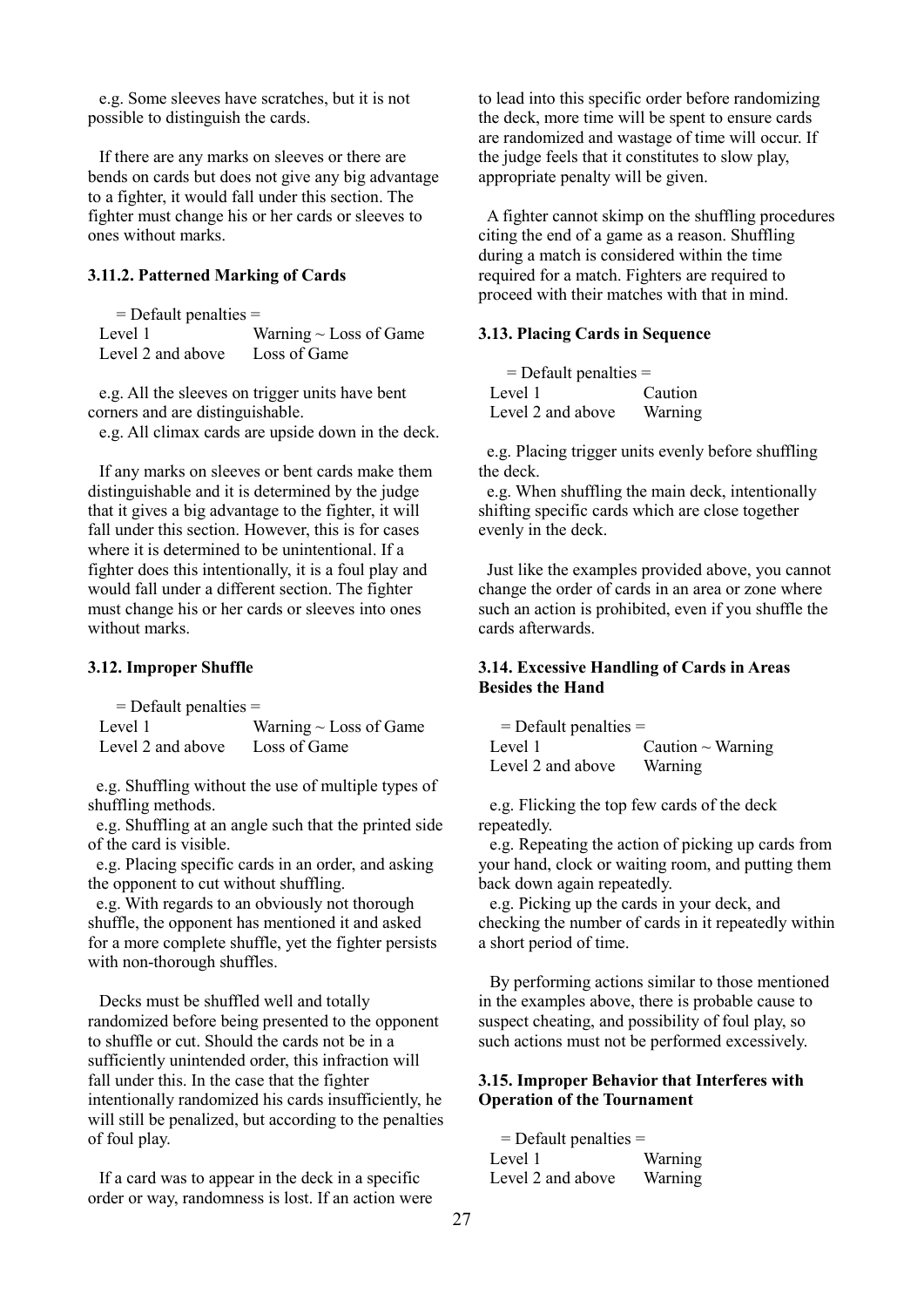e.g. Some sleeves have scratches, but it is not possible to distinguish the cards.

If there are any marks on sleeves or there are bends on cards but does not give any big advantage to a fighter, it would fall under this section. The fighter must change his or her cards or sleeves to ones without marks.

### 3.11.2. Patterned Marking of Cards

= Default penalties =

| | |
|---|---|
| Level 1 | Warning ~ Loss of Game |
| Level 2 and above | Loss of Game |

e.g. All the sleeves on trigger units have bent corners and are distinguishable.
e.g. All climax cards are upside down in the deck.

If any marks on sleeves or bent cards make them distinguishable and it is determined by the judge that it gives a big advantage to the fighter, it will fall under this section. However, this is for cases where it is determined to be unintentional. If a fighter does this intentionally, it is a foul play and would fall under a different section. The fighter must change his or her cards or sleeves into ones without marks.

### 3.12. Improper Shuffle

= Default penalties =

| | |
|---|---|
| Level 1 | Warning ~ Loss of Game |
| Level 2 and above | Loss of Game |

e.g. Shuffling without the use of multiple types of shuffling methods.
e.g. Shuffling at an angle such that the printed side of the card is visible.
e.g. Placing specific cards in an order, and asking the opponent to cut without shuffling.
e.g. With regards to an obviously not thorough shuffle, the opponent has mentioned it and asked for a more complete shuffle, yet the fighter persists with non-thorough shuffles.

Decks must be shuffled well and totally randomized before being presented to the opponent to shuffle or cut. Should the cards not be in a sufficiently unintended order, this infraction will fall under this. In the case that the fighter intentionally randomized his cards insufficiently, he will still be penalized, but according to the penalties of foul play.

If a card was to appear in the deck in a specific order or way, randomness is lost. If an action were to lead into this specific order before randomizing the deck, more time will be spent to ensure cards are randomized and wastage of time will occur. If the judge feels that it constitutes to slow play, appropriate penalty will be given.

A fighter cannot skimp on the shuffling procedures citing the end of a game as a reason. Shuffling during a match is considered within the time required for a match. Fighters are required to proceed with their matches with that in mind.

### 3.13. Placing Cards in Sequence

= Default penalties =

| | |
|---|---|
| Level 1 | Caution |
| Level 2 and above | Warning |

e.g. Placing trigger units evenly before shuffling the deck.
e.g. When shuffling the main deck, intentionally shifting specific cards which are close together evenly in the deck.

Just like the examples provided above, you cannot change the order of cards in an area or zone where such an action is prohibited, even if you shuffle the cards afterwards.

### 3.14. Excessive Handling of Cards in Areas Besides the Hand

= Default penalties =

| | |
|---|---|
| Level 1 | Caution ~ Warning |
| Level 2 and above | Warning |

e.g. Flicking the top few cards of the deck repeatedly.
e.g. Repeating the action of picking up cards from your hand, clock or waiting room, and putting them back down again repeatedly.
e.g. Picking up the cards in your deck, and checking the number of cards in it repeatedly within a short period of time.

By performing actions similar to those mentioned in the examples above, there is probable cause to suspect cheating, and possibility of foul play, so such actions must not be performed excessively.

### 3.15. Improper Behavior that Interferes with Operation of the Tournament

= Default penalties =

| | |
|---|---|
| Level 1 | Warning |
| Level 2 and above | Warning |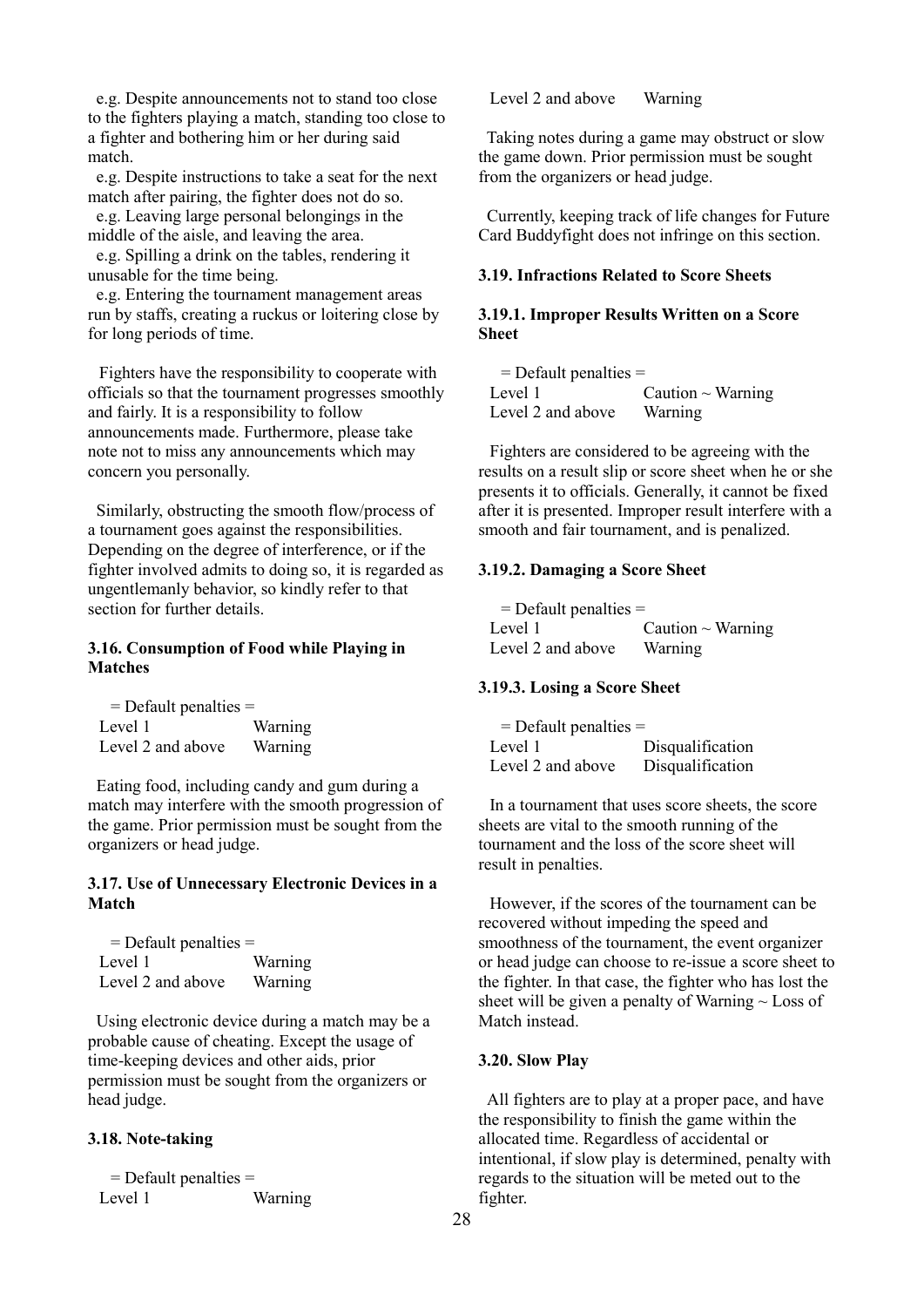e.g. Despite announcements not to stand too close to the fighters playing a match, standing too close to a fighter and bothering him or her during said match.

e.g. Despite instructions to take a seat for the next match after pairing, the fighter does not do so.

e.g. Leaving large personal belongings in the middle of the aisle, and leaving the area.

e.g. Spilling a drink on the tables, rendering it unusable for the time being.

e.g. Entering the tournament management areas run by staffs, creating a ruckus or loitering close by for long periods of time.

Fighters have the responsibility to cooperate with officials so that the tournament progresses smoothly and fairly. It is a responsibility to follow announcements made. Furthermore, please take note not to miss any announcements which may concern you personally.

Similarly, obstructing the smooth flow/process of a tournament goes against the responsibilities. Depending on the degree of interference, or if the fighter involved admits to doing so, it is regarded as ungentlemanly behavior, so kindly refer to that section for further details.

### 3.16. Consumption of Food while Playing in Matches

= Default penalties =

| Level 1 | Warning |
|---|---|
| Level 2 and above | Warning |

Eating food, including candy and gum during a match may interfere with the smooth progression of the game. Prior permission must be sought from the organizers or head judge.

### 3.17. Use of Unnecessary Electronic Devices in a Match

= Default penalties =

| Level 1 | Warning |
|---|---|
| Level 2 and above | Warning |

Using electronic device during a match may be a probable cause of cheating. Except the usage of time-keeping devices and other aids, prior permission must be sought from the organizers or head judge.

### 3.18. Note-taking

= Default penalties =

| Level 1 | Warning |
|---|---|
| Level 2 and above | Warning |

Taking notes during a game may obstruct or slow the game down. Prior permission must be sought from the organizers or head judge.

Currently, keeping track of life changes for Future Card Buddyfight does not infringe on this section.

### 3.19. Infractions Related to Score Sheets

#### 3.19.1. Improper Results Written on a Score Sheet

= Default penalties =

| Level 1 | Caution ~ Warning |
|---|---|
| Level 2 and above | Warning |

Fighters are considered to be agreeing with the results on a result slip or score sheet when he or she presents it to officials. Generally, it cannot be fixed after it is presented. Improper result interfere with a smooth and fair tournament, and is penalized.

#### 3.19.2. Damaging a Score Sheet

= Default penalties =

| Level 1 | Caution ~ Warning |
|---|---|
| Level 2 and above | Warning |

#### 3.19.3. Losing a Score Sheet

= Default penalties =

| Level 1 | Disqualification |
|---|---|
| Level 2 and above | Disqualification |

In a tournament that uses score sheets, the score sheets are vital to the smooth running of the tournament and the loss of the score sheet will result in penalties.

However, if the scores of the tournament can be recovered without impeding the speed and smoothness of the tournament, the event organizer or head judge can choose to re-issue a score sheet to the fighter. In that case, the fighter who has lost the sheet will be given a penalty of Warning ~ Loss of Match instead.

### 3.20. Slow Play

All fighters are to play at a proper pace, and have the responsibility to finish the game within the allocated time. Regardless of accidental or intentional, if slow play is determined, penalty with regards to the situation will be meted out to the fighter.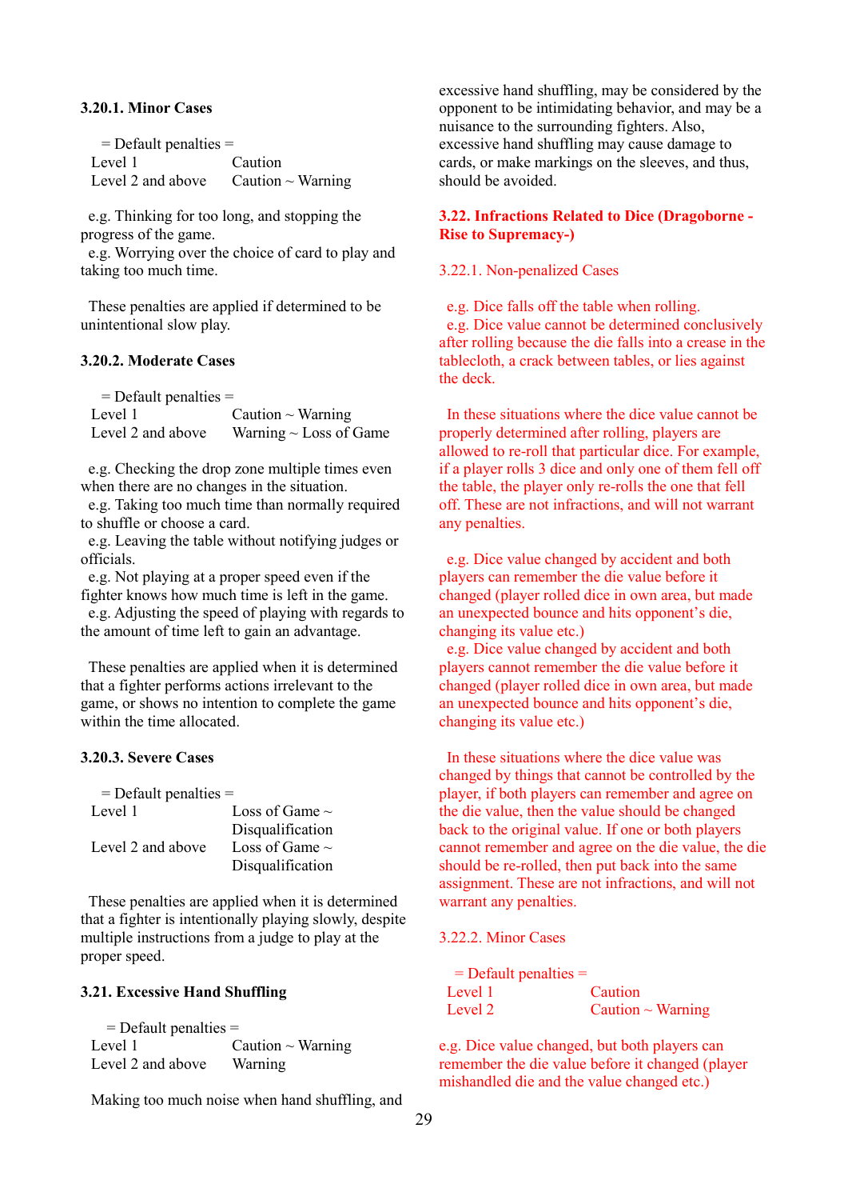#### 3.20.1. Minor Cases

= Default penalties =

| | |
|---|---|
| Level 1 | Caution |
| Level 2 and above | Caution ~ Warning |

e.g. Thinking for too long, and stopping the progress of the game.
e.g. Worrying over the choice of card to play and taking too much time.

These penalties are applied if determined to be unintentional slow play.

#### 3.20.2. Moderate Cases

= Default penalties =

| | |
|---|---|
| Level 1 | Caution ~ Warning |
| Level 2 and above | Warning ~ Loss of Game |

e.g. Checking the drop zone multiple times even when there are no changes in the situation.
e.g. Taking too much time than normally required to shuffle or choose a card.
e.g. Leaving the table without notifying judges or officials.
e.g. Not playing at a proper speed even if the fighter knows how much time is left in the game.
e.g. Adjusting the speed of playing with regards to the amount of time left to gain an advantage.

These penalties are applied when it is determined that a fighter performs actions irrelevant to the game, or shows no intention to complete the game within the time allocated.

#### 3.20.3. Severe Cases

= Default penalties =

| | |
|---|---|
| Level 1 | Loss of Game ~ Disqualification |
| Level 2 and above | Loss of Game ~ Disqualification |

These penalties are applied when it is determined that a fighter is intentionally playing slowly, despite multiple instructions from a judge to play at the proper speed.

### 3.21. Excessive Hand Shuffling

= Default penalties =

| | |
|---|---|
| Level 1 | Caution ~ Warning |
| Level 2 and above | Warning |

Making too much noise when hand shuffling, and excessive hand shuffling, may be considered by the opponent to be intimidating behavior, and may be a nuisance to the surrounding fighters. Also, excessive hand shuffling may cause damage to cards, or make markings on the sleeves, and thus, should be avoided.

### 3.22. Infractions Related to Dice (Dragoborne -Rise to Supremacy-)

#### 3.22.1. Non-penalized Cases

e.g. Dice falls off the table when rolling.
e.g. Dice value cannot be determined conclusively after rolling because the die falls into a crease in the tablecloth, a crack between tables, or lies against the deck.

In these situations where the dice value cannot be properly determined after rolling, players are allowed to re-roll that particular dice. For example, if a player rolls 3 dice and only one of them fell off the table, the player only re-rolls the one that fell off. These are not infractions, and will not warrant any penalties.

e.g. Dice value changed by accident and both players can remember the die value before it changed (player rolled dice in own area, but made an unexpected bounce and hits opponent's die, changing its value etc.)
e.g. Dice value changed by accident and both players cannot remember the die value before it changed (player rolled dice in own area, but made an unexpected bounce and hits opponent's die, changing its value etc.)

In these situations where the dice value was changed by things that cannot be controlled by the player, if both players can remember and agree on the die value, then the value should be changed back to the original value. If one or both players cannot remember and agree on the die value, the die should be re-rolled, then put back into the same assignment. These are not infractions, and will not warrant any penalties.

#### 3.22.2. Minor Cases

= Default penalties =

| | |
|---|---|
| Level 1 | Caution |
| Level 2 | Caution ~ Warning |

e.g. Dice value changed, but both players can remember the die value before it changed (player mishandled die and the value changed etc.)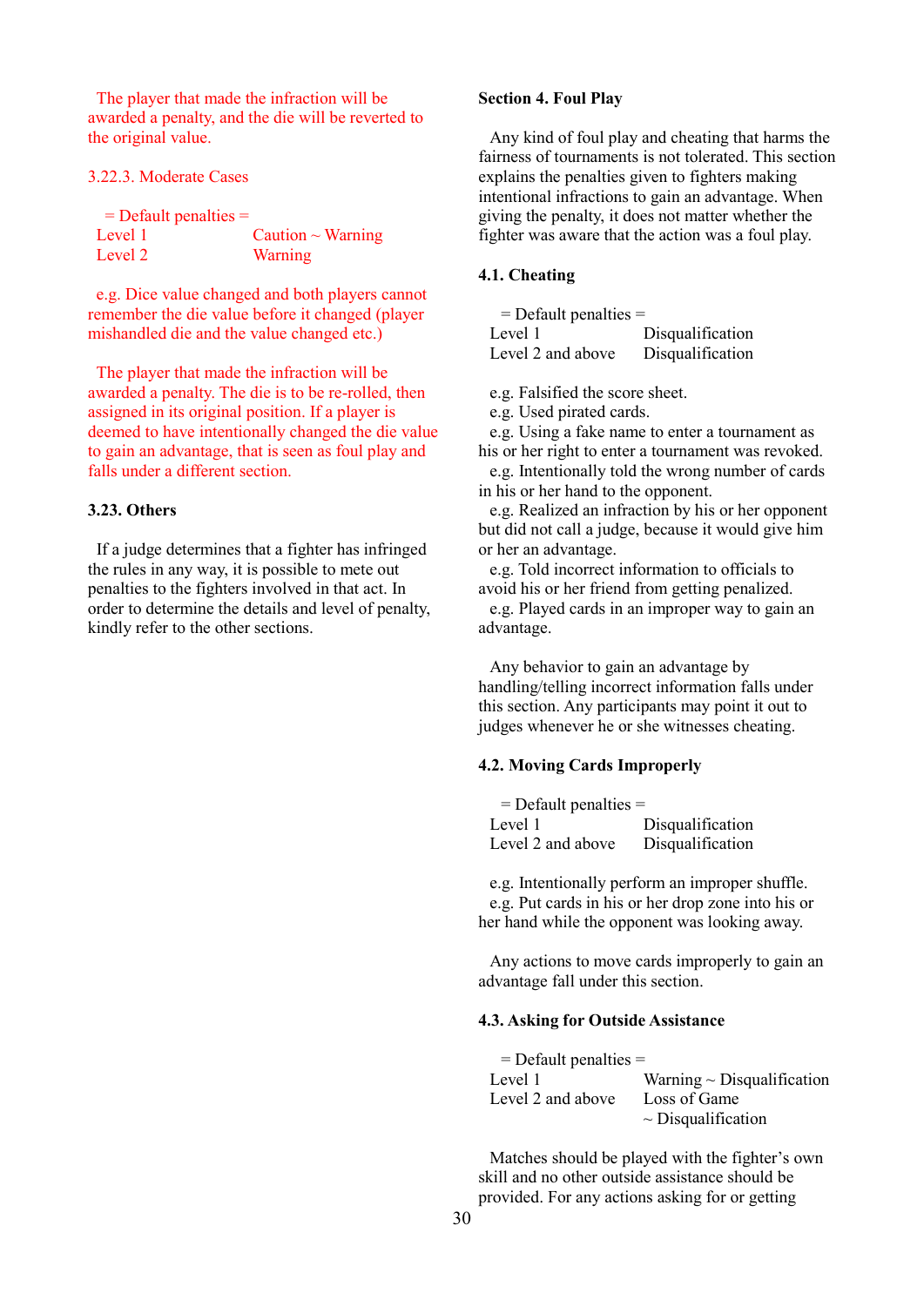The player that made the infraction will be awarded a penalty, and the die will be reverted to the original value.

### 3.22.3. Moderate Cases

= Default penalties =

| | |
|---|---|
| Level 1 | Caution ~ Warning |
| Level 2 | Warning |

e.g. Dice value changed and both players cannot remember the die value before it changed (player mishandled die and the value changed etc.)

The player that made the infraction will be awarded a penalty. The die is to be re-rolled, then assigned in its original position. If a player is deemed to have intentionally changed the die value to gain an advantage, that is seen as foul play and falls under a different section.

### 3.23. Others

If a judge determines that a fighter has infringed the rules in any way, it is possible to mete out penalties to the fighters involved in that act. In order to determine the details and level of penalty, kindly refer to the other sections.

## Section 4. Foul Play

Any kind of foul play and cheating that harms the fairness of tournaments is not tolerated. This section explains the penalties given to fighters making intentional infractions to gain an advantage. When giving the penalty, it does not matter whether the fighter was aware that the action was a foul play.

### 4.1. Cheating

= Default penalties =

| | |
|---|---|
| Level 1 | Disqualification |
| Level 2 and above | Disqualification |

e.g. Falsified the score sheet.
e.g. Used pirated cards.
e.g. Using a fake name to enter a tournament as his or her right to enter a tournament was revoked.
e.g. Intentionally told the wrong number of cards in his or her hand to the opponent.
e.g. Realized an infraction by his or her opponent but did not call a judge, because it would give him or her an advantage.
e.g. Told incorrect information to officials to avoid his or her friend from getting penalized.
e.g. Played cards in an improper way to gain an advantage.

Any behavior to gain an advantage by handling/telling incorrect information falls under this section. Any participants may point it out to judges whenever he or she witnesses cheating.

### 4.2. Moving Cards Improperly

= Default penalties =

| | |
|---|---|
| Level 1 | Disqualification |
| Level 2 and above | Disqualification |

e.g. Intentionally perform an improper shuffle.
e.g. Put cards in his or her drop zone into his or her hand while the opponent was looking away.

Any actions to move cards improperly to gain an advantage fall under this section.

### 4.3. Asking for Outside Assistance

= Default penalties =

| | |
|---|---|
| Level 1 | Warning ~ Disqualification |
| Level 2 and above | Loss of Game ~ Disqualification |

Matches should be played with the fighter's own skill and no other outside assistance should be provided. For any actions asking for or getting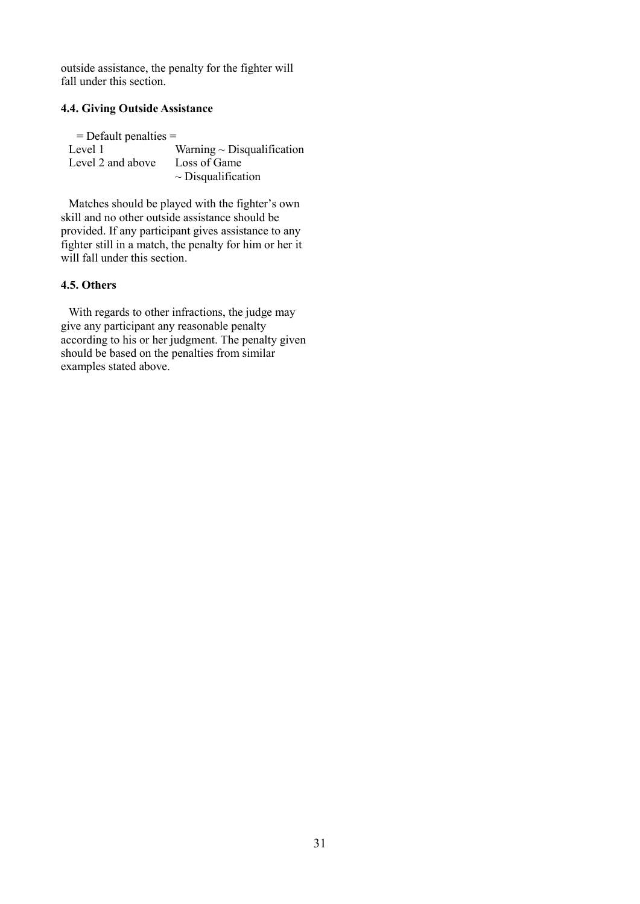outside assistance, the penalty for the fighter will fall under this section.

### 4.4. Giving Outside Assistance

= Default penalties =

| | |
|---|---|
| Level 1 | Warning ~ Disqualification |
| Level 2 and above | Loss of Game ~ Disqualification |

Matches should be played with the fighter's own skill and no other outside assistance should be provided. If any participant gives assistance to any fighter still in a match, the penalty for him or her it will fall under this section.

### 4.5. Others

With regards to other infractions, the judge may give any participant any reasonable penalty according to his or her judgment. The penalty given should be based on the penalties from similar examples stated above.